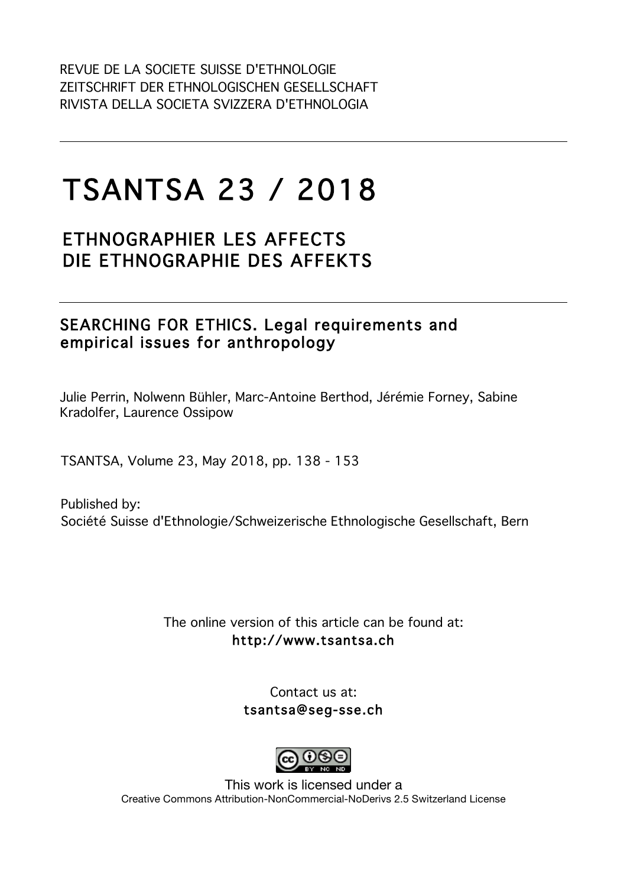REVUE DE LA SOCIETE SUISSE D'ETHNOLOGIE
ZEITSCHRIFT DER ETHNOLOGISCHEN GESELLSCHAFT
RIVISTA DELLA SOCIETA SVIZZERA D'ETHNOLOGIA

# TSANTSA 23 / 2018

## ETHNOGRAPHIER LES AFFECTS
## DIE ETHNOGRAPHIE DES AFFEKTS

### SEARCHING FOR ETHICS. Legal requirements and empirical issues for anthropology

Julie Perrin, Nolwenn Bühler, Marc-Antoine Berthod, Jérémie Forney, Sabine Kradolfer, Laurence Ossipow

TSANTSA, Volume 23, May 2018, pp. 138 - 153

Published by:
Société Suisse d'Ethnologie/Schweizerische Ethnologische Gesellschaft, Bern

The online version of this article can be found at:
http://www.tsantsa.ch

Contact us at:
tsantsa@seg-sse.ch

This work is licensed under a
Creative Commons Attribution-NonCommercial-NoDerivs 2.5 Switzerland License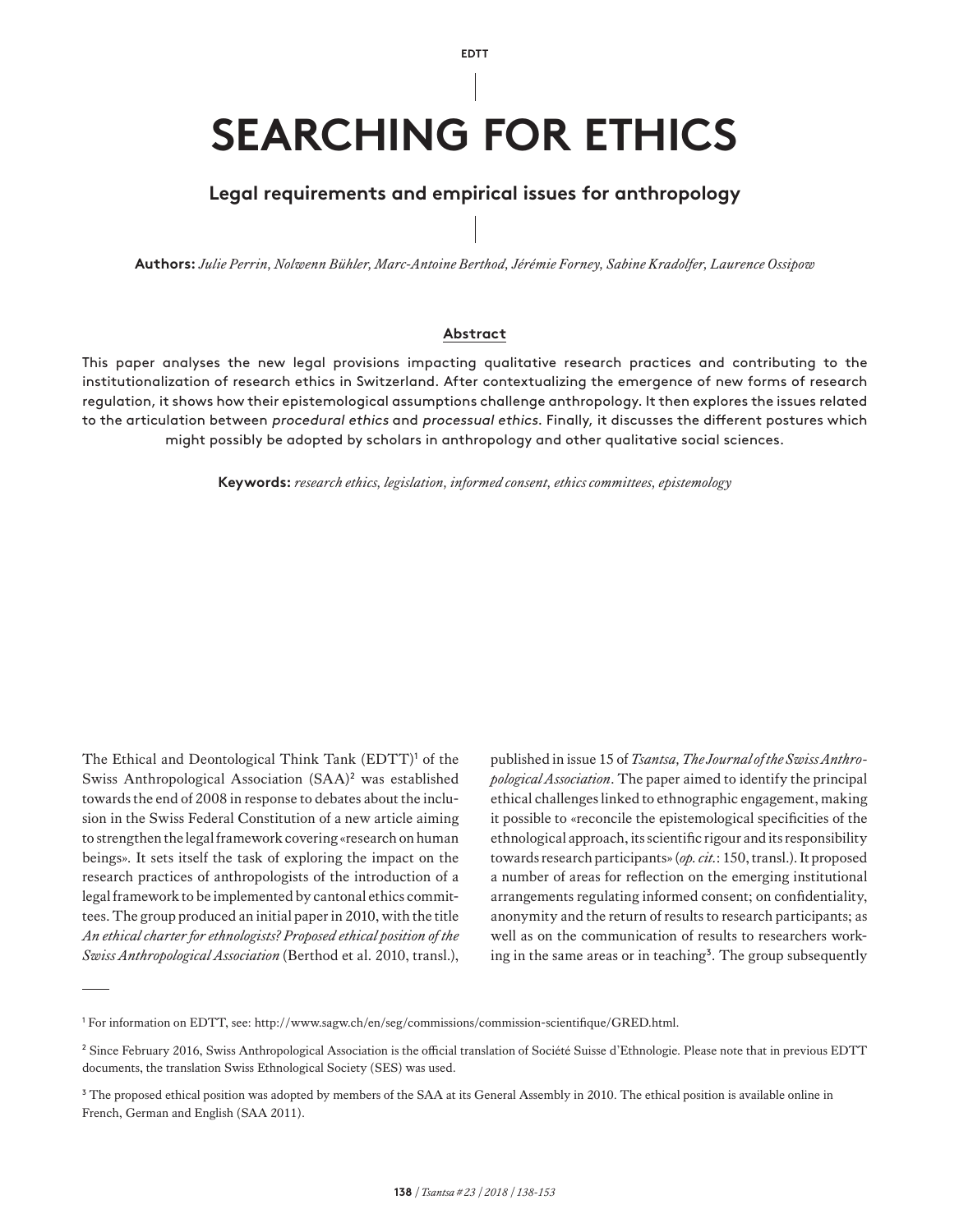# SEARCHING FOR ETHICS

## Legal requirements and empirical issues for anthropology

**Authors:** *Julie Perrin, Nolwenn Bühler, Marc-Antoine Berthod, Jérémie Forney, Sabine Kradolfer, Laurence Ossipow*

### Abstract

This paper analyses the new legal provisions impacting qualitative research practices and contributing to the institutionalization of research ethics in Switzerland. After contextualizing the emergence of new forms of research regulation, it shows how their epistemological assumptions challenge anthropology. It then explores the issues related to the articulation between *procedural ethics* and *processual ethics*. Finally, it discusses the different postures which might possibly be adopted by scholars in anthropology and other qualitative social sciences.

**Keywords:** *research ethics, legislation, informed consent, ethics committees, epistemology*

The Ethical and Deontological Think Tank (EDTT)[1] of the Swiss Anthropological Association (SAA)[2] was established towards the end of 2008 in response to debates about the inclusion in the Swiss Federal Constitution of a new article aiming to strengthen the legal framework covering «research on human beings». It sets itself the task of exploring the impact on the research practices of anthropologists of the introduction of a legal framework to be implemented by cantonal ethics committees. The group produced an initial paper in 2010, with the title *An ethical charter for ethnologists? Proposed ethical position of the Swiss Anthropological Association* (Berthod et al. 2010, transl.), published in issue 15 of *Tsantsa, The Journal of the Swiss Anthropological Association*. The paper aimed to identify the principal ethical challenges linked to ethnographic engagement, making it possible to «reconcile the epistemological specificities of the ethnological approach, its scientific rigour and its responsibility towards research participants» (*op. cit.*: 150, transl.). It proposed a number of areas for reflection on the emerging institutional arrangements regulating informed consent; on confidentiality, anonymity and the return of results to research participants; as well as on the communication of results to researchers working in the same areas or in teaching[3]. The group subsequently

---

[1] For information on EDTT, see: http://www.sagw.ch/en/seg/commissions/commission-scientifique/GRED.html.

[2] Since February 2016, Swiss Anthropological Association is the official translation of Société Suisse d'Ethnologie. Please note that in previous EDTT documents, the translation Swiss Ethnological Society (SES) was used.

[3] The proposed ethical position was adopted by members of the SAA at its General Assembly in 2010. The ethical position is available online in French, German and English (SAA 2011).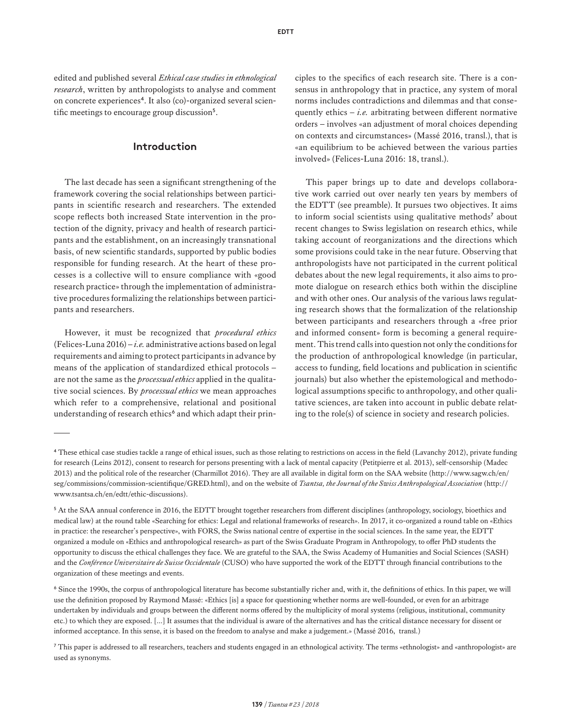edited and published several *Ethical case studies in ethnological research*, written by anthropologists to analyse and comment on concrete experiences[4]. It also (co)-organized several scientific meetings to encourage group discussion[5].

## Introduction

The last decade has seen a significant strengthening of the framework covering the social relationships between participants in scientific research and researchers. The extended scope reflects both increased State intervention in the protection of the dignity, privacy and health of research participants and the establishment, on an increasingly transnational basis, of new scientific standards, supported by public bodies responsible for funding research. At the heart of these processes is a collective will to ensure compliance with «good research practice» through the implementation of administrative procedures formalizing the relationships between participants and researchers.

However, it must be recognized that *procedural ethics* (Felices-Luna 2016) – *i.e.* administrative actions based on legal requirements and aiming to protect participants in advance by means of the application of standardized ethical protocols – are not the same as the *processual ethics* applied in the qualitative social sciences. By *processual ethics* we mean approaches which refer to a comprehensive, relational and positional understanding of research ethics[6] and which adapt their principles to the specifics of each research site. There is a consensus in anthropology that in practice, any system of moral norms includes contradictions and dilemmas and that consequently ethics – *i.e.* arbitrating between different normative orders – involves «an adjustment of moral choices depending on contexts and circumstances» (Massé 2016, transl.), that is «an equilibrium to be achieved between the various parties involved» (Felices-Luna 2016: 18, transl.).

This paper brings up to date and develops collaborative work carried out over nearly ten years by members of the EDTT (see preamble). It pursues two objectives. It aims to inform social scientists using qualitative methods[7] about recent changes to Swiss legislation on research ethics, while taking account of reorganizations and the directions which some provisions could take in the near future. Observing that anthropologists have not participated in the current political debates about the new legal requirements, it also aims to promote dialogue on research ethics both within the discipline and with other ones. Our analysis of the various laws regulating research shows that the formalization of the relationship between participants and researchers through a «free prior and informed consent» form is becoming a general requirement. This trend calls into question not only the conditions for the production of anthropological knowledge (in particular, access to funding, field locations and publication in scientific journals) but also whether the epistemological and methodological assumptions specific to anthropology, and other qualitative sciences, are taken into account in public debate relating to the role(s) of science in society and research policies.

---

[4] These ethical case studies tackle a range of ethical issues, such as those relating to restrictions on access in the field (Lavanchy 2012), private funding for research (Leins 2012), consent to research for persons presenting with a lack of mental capacity (Petitpierre et al. 2013), self-censorship (Madec 2013) and the political role of the researcher (Charmillot 2016). They are all available in digital form on the SAA website (http://www.sagw.ch/en/seg/commissions/commission-scientifique/GRED.html), and on the website of *Tsantsa, the Journal of the Swiss Anthropological Association* (http://www.tsantsa.ch/en/edtt/ethic-discussions).

[5] At the SAA annual conference in 2016, the EDTT brought together researchers from different disciplines (anthropology, sociology, bioethics and medical law) at the round table «Searching for ethics: Legal and relational frameworks of research». In 2017, it co-organized a round table on «Ethics in practice: the researcher's perspective», with FORS, the Swiss national centre of expertise in the social sciences. In the same year, the EDTT organized a module on «Ethics and anthropological research» as part of the Swiss Graduate Program in Anthropology, to offer PhD students the opportunity to discuss the ethical challenges they face. We are grateful to the SAA, the Swiss Academy of Humanities and Social Sciences (SASH) and the *Conférence Universitaire de Suisse Occidentale* (CUSO) who have supported the work of the EDTT through financial contributions to the organization of these meetings and events.

[6] Since the 1990s, the corpus of anthropological literature has become substantially richer and, with it, the definitions of ethics. In this paper, we will use the definition proposed by Raymond Massé: «Ethics [is] a space for questioning whether norms are well-founded, or even for an arbitrage undertaken by individuals and groups between the different norms offered by the multiplicity of moral systems (religious, institutional, community etc.) to which they are exposed. […] It assumes that the individual is aware of the alternatives and has the critical distance necessary for dissent or informed acceptance. In this sense, it is based on the freedom to analyse and make a judgement.» (Massé 2016, transl.)

[7] This paper is addressed to all researchers, teachers and students engaged in an ethnological activity. The terms «ethnologist» and «anthropologist» are used as synonyms.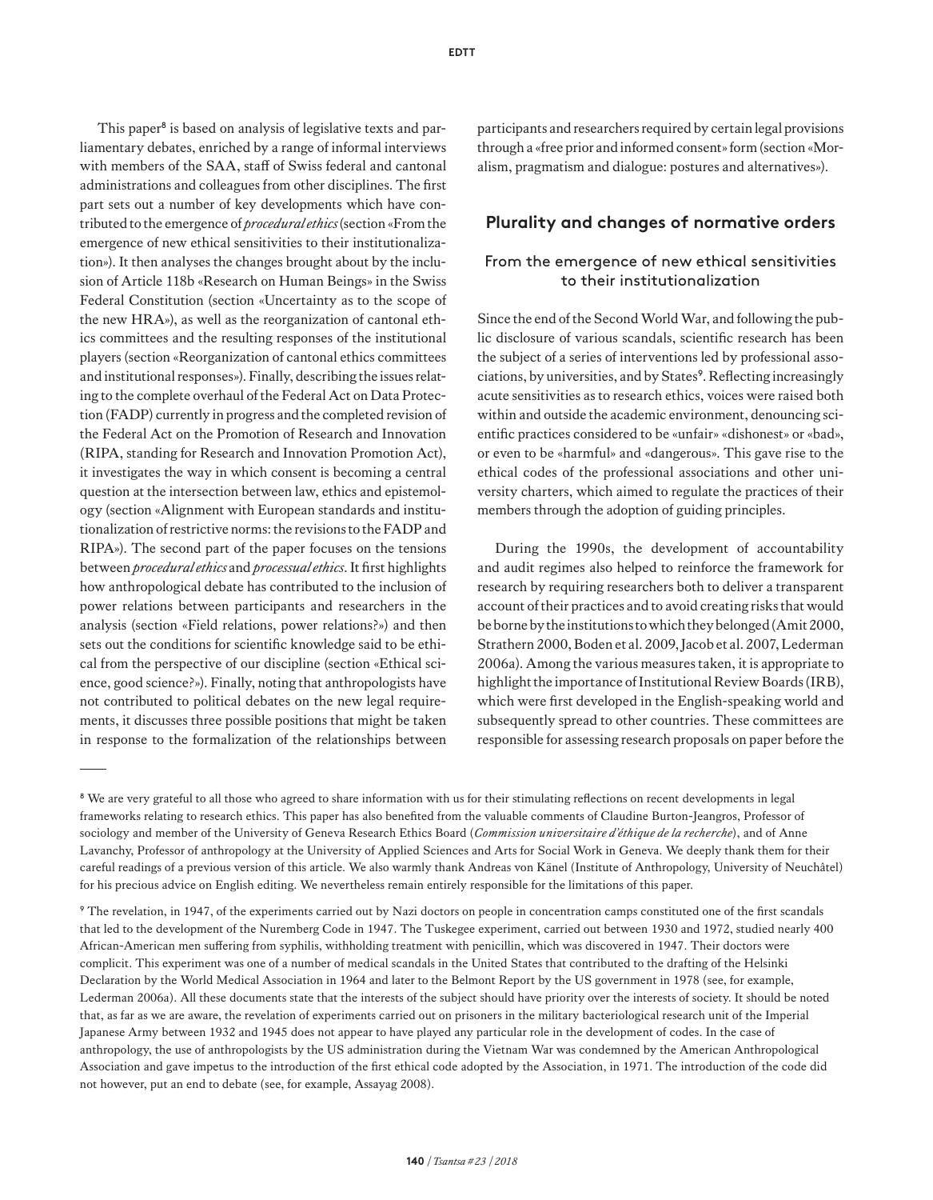This paper[8] is based on analysis of legislative texts and parliamentary debates, enriched by a range of informal interviews with members of the SAA, staff of Swiss federal and cantonal administrations and colleagues from other disciplines. The first part sets out a number of key developments which have contributed to the emergence of *procedural ethics* (section «From the emergence of new ethical sensitivities to their institutionalization»). It then analyses the changes brought about by the inclusion of Article 118b «Research on Human Beings» in the Swiss Federal Constitution (section «Uncertainty as to the scope of the new HRA»), as well as the reorganization of cantonal ethics committees and the resulting responses of the institutional players (section «Reorganization of cantonal ethics committees and institutional responses»). Finally, describing the issues relating to the complete overhaul of the Federal Act on Data Protection (FADP) currently in progress and the completed revision of the Federal Act on the Promotion of Research and Innovation (RIPA, standing for Research and Innovation Promotion Act), it investigates the way in which consent is becoming a central question at the intersection between law, ethics and epistemology (section «Alignment with European standards and institutionalization of restrictive norms: the revisions to the FADP and RIPA»). The second part of the paper focuses on the tensions between *procedural ethics* and *processual ethics*. It first highlights how anthropological debate has contributed to the inclusion of power relations between participants and researchers in the analysis (section «Field relations, power relations?») and then sets out the conditions for scientific knowledge said to be ethical from the perspective of our discipline (section «Ethical science, good science?»). Finally, noting that anthropologists have not contributed to political debates on the new legal requirements, it discusses three possible positions that might be taken in response to the formalization of the relationships between participants and researchers required by certain legal provisions through a «free prior and informed consent» form (section «Moralism, pragmatism and dialogue: postures and alternatives»).

## Plurality and changes of normative orders

### From the emergence of new ethical sensitivities to their institutionalization

Since the end of the Second World War, and following the public disclosure of various scandals, scientific research has been the subject of a series of interventions led by professional associations, by universities, and by States[9]. Reflecting increasingly acute sensitivities as to research ethics, voices were raised both within and outside the academic environment, denouncing scientific practices considered to be «unfair» «dishonest» or «bad», or even to be «harmful» and «dangerous». This gave rise to the ethical codes of the professional associations and other university charters, which aimed to regulate the practices of their members through the adoption of guiding principles.

During the 1990s, the development of accountability and audit regimes also helped to reinforce the framework for research by requiring researchers both to deliver a transparent account of their practices and to avoid creating risks that would be borne by the institutions to which they belonged (Amit 2000, Strathern 2000, Boden et al. 2009, Jacob et al. 2007, Lederman 2006a). Among the various measures taken, it is appropriate to highlight the importance of Institutional Review Boards (IRB), which were first developed in the English-speaking world and subsequently spread to other countries. These committees are responsible for assessing research proposals on paper before the

---

[8] We are very grateful to all those who agreed to share information with us for their stimulating reflections on recent developments in legal frameworks relating to research ethics. This paper has also benefited from the valuable comments of Claudine Burton-Jeangros, Professor of sociology and member of the University of Geneva Research Ethics Board (*Commission universitaire d'éthique de la recherche*), and of Anne Lavanchy, Professor of anthropology at the University of Applied Sciences and Arts for Social Work in Geneva. We deeply thank them for their careful readings of a previous version of this article. We also warmly thank Andreas von Känel (Institute of Anthropology, University of Neuchâtel) for his precious advice on English editing. We nevertheless remain entirely responsible for the limitations of this paper.

[9] The revelation, in 1947, of the experiments carried out by Nazi doctors on people in concentration camps constituted one of the first scandals that led to the development of the Nuremberg Code in 1947. The Tuskegee experiment, carried out between 1930 and 1972, studied nearly 400 African-American men suffering from syphilis, withholding treatment with penicillin, which was discovered in 1947. Their doctors were complicit. This experiment was one of a number of medical scandals in the United States that contributed to the drafting of the Helsinki Declaration by the World Medical Association in 1964 and later to the Belmont Report by the US government in 1978 (see, for example, Lederman 2006a). All these documents state that the interests of the subject should have priority over the interests of society. It should be noted that, as far as we are aware, the revelation of experiments carried out on prisoners in the military bacteriological research unit of the Imperial Japanese Army between 1932 and 1945 does not appear to have played any particular role in the development of codes. In the case of anthropology, the use of anthropologists by the US administration during the Vietnam War was condemned by the American Anthropological Association and gave impetus to the introduction of the first ethical code adopted by the Association, in 1971. The introduction of the code did not however, put an end to debate (see, for example, Assayag 2008).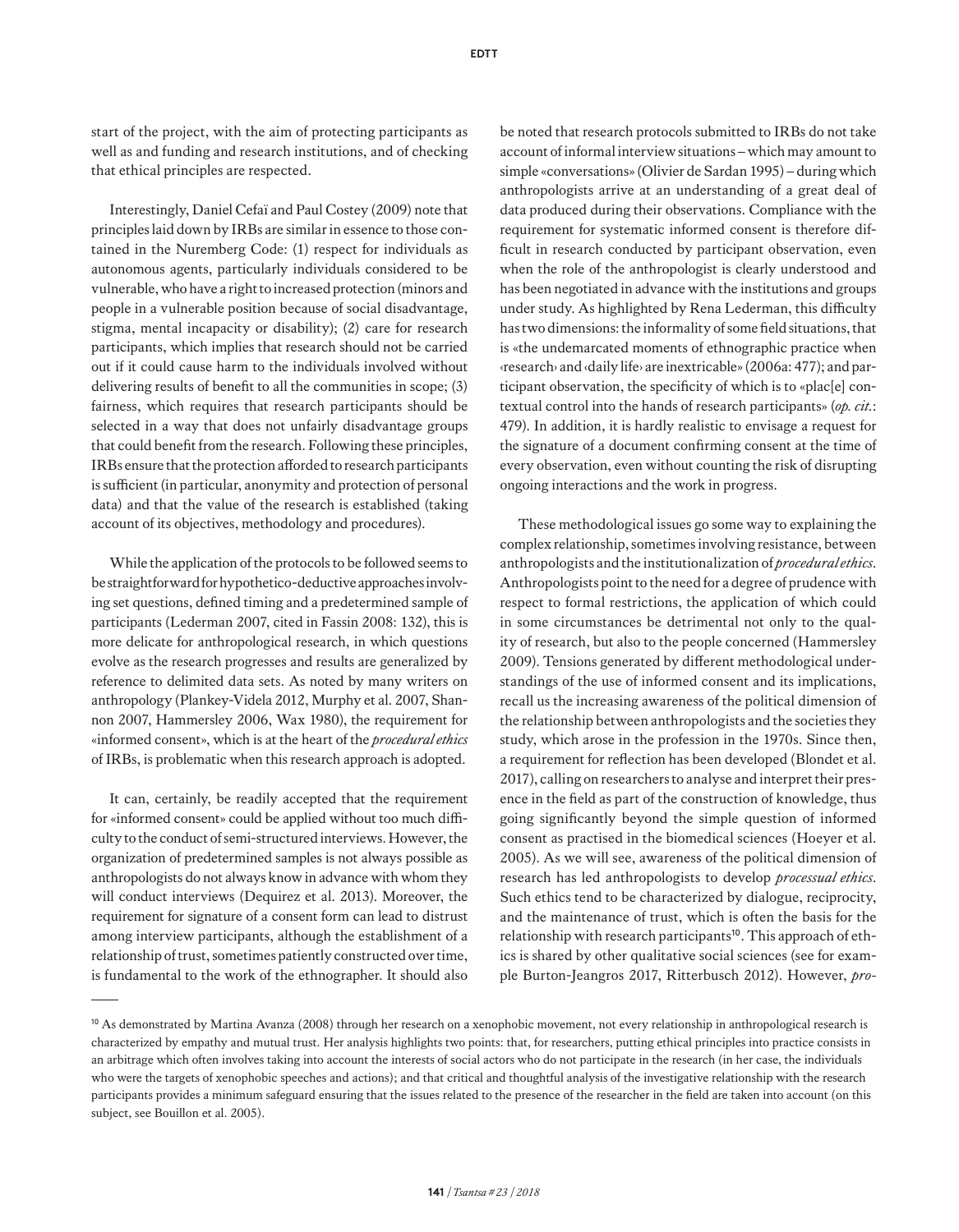start of the project, with the aim of protecting participants as well as and funding and research institutions, and of checking that ethical principles are respected.

Interestingly, Daniel Cefaï and Paul Costey (2009) note that principles laid down by IRBs are similar in essence to those contained in the Nuremberg Code: (1) respect for individuals as autonomous agents, particularly individuals considered to be vulnerable, who have a right to increased protection (minors and people in a vulnerable position because of social disadvantage, stigma, mental incapacity or disability); (2) care for research participants, which implies that research should not be carried out if it could cause harm to the individuals involved without delivering results of benefit to all the communities in scope; (3) fairness, which requires that research participants should be selected in a way that does not unfairly disadvantage groups that could benefit from the research. Following these principles, IRBs ensure that the protection afforded to research participants is sufficient (in particular, anonymity and protection of personal data) and that the value of the research is established (taking account of its objectives, methodology and procedures).

While the application of the protocols to be followed seems to be straightforward for hypothetico-deductive approaches involving set questions, defined timing and a predetermined sample of participants (Lederman 2007, cited in Fassin 2008: 132), this is more delicate for anthropological research, in which questions evolve as the research progresses and results are generalized by reference to delimited data sets. As noted by many writers on anthropology (Plankey-Videla 2012, Murphy et al. 2007, Shannon 2007, Hammersley 2006, Wax 1980), the requirement for «informed consent», which is at the heart of the *procedural ethics* of IRBs, is problematic when this research approach is adopted.

It can, certainly, be readily accepted that the requirement for «informed consent» could be applied without too much difficulty to the conduct of semi-structured interviews. However, the organization of predetermined samples is not always possible as anthropologists do not always know in advance with whom they will conduct interviews (Dequirez et al. 2013). Moreover, the requirement for signature of a consent form can lead to distrust among interview participants, although the establishment of a relationship of trust, sometimes patiently constructed over time, is fundamental to the work of the ethnographer. It should also be noted that research protocols submitted to IRBs do not take account of informal interview situations – which may amount to simple «conversations» (Olivier de Sardan 1995) – during which anthropologists arrive at an understanding of a great deal of data produced during their observations. Compliance with the requirement for systematic informed consent is therefore difficult in research conducted by participant observation, even when the role of the anthropologist is clearly understood and has been negotiated in advance with the institutions and groups under study. As highlighted by Rena Lederman, this difficulty has two dimensions: the informality of some field situations, that is «the undemarcated moments of ethnographic practice when ‹research› and ‹daily life› are inextricable» (2006a: 477); and participant observation, the specificity of which is to «plac[e] contextual control into the hands of research participants» (*op. cit.*: 479). In addition, it is hardly realistic to envisage a request for the signature of a document confirming consent at the time of every observation, even without counting the risk of disrupting ongoing interactions and the work in progress.

These methodological issues go some way to explaining the complex relationship, sometimes involving resistance, between anthropologists and the institutionalization of *procedural ethics*. Anthropologists point to the need for a degree of prudence with respect to formal restrictions, the application of which could in some circumstances be detrimental not only to the quality of research, but also to the people concerned (Hammersley 2009). Tensions generated by different methodological understandings of the use of informed consent and its implications, recall us the increasing awareness of the political dimension of the relationship between anthropologists and the societies they study, which arose in the profession in the 1970s. Since then, a requirement for reflection has been developed (Blondet et al. 2017), calling on researchers to analyse and interpret their presence in the field as part of the construction of knowledge, thus going significantly beyond the simple question of informed consent as practised in the biomedical sciences (Hoeyer et al. 2005). As we will see, awareness of the political dimension of research has led anthropologists to develop *processual ethics*. Such ethics tend to be characterized by dialogue, reciprocity, and the maintenance of trust, which is often the basis for the relationship with research participants[10]. This approach of ethics is shared by other qualitative social sciences (see for example Burton-Jeangros 2017, Ritterbusch 2012). However, *pro-*

[10] As demonstrated by Martina Avanza (2008) through her research on a xenophobic movement, not every relationship in anthropological research is characterized by empathy and mutual trust. Her analysis highlights two points: that, for researchers, putting ethical principles into practice consists in an arbitrage which often involves taking into account the interests of social actors who do not participate in the research (in her case, the individuals who were the targets of xenophobic speeches and actions); and that critical and thoughtful analysis of the investigative relationship with the research participants provides a minimum safeguard ensuring that the issues related to the presence of the researcher in the field are taken into account (on this subject, see Bouillon et al. 2005).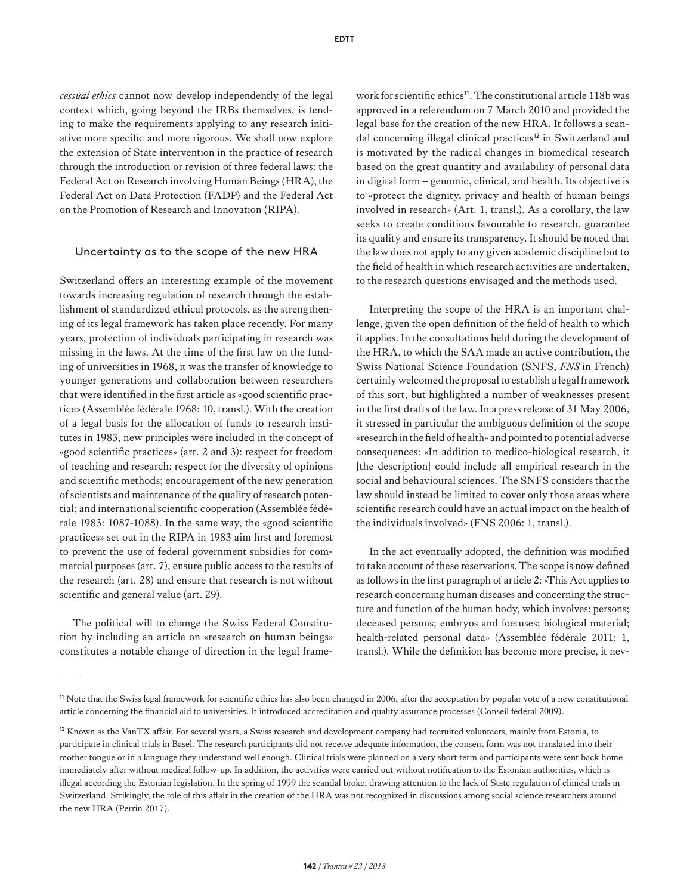*cessual ethics* cannot now develop independently of the legal context which, going beyond the IRBs themselves, is tending to make the requirements applying to any research initiative more specific and more rigorous. We shall now explore the extension of State intervention in the practice of research through the introduction or revision of three federal laws: the Federal Act on Research involving Human Beings (HRA), the Federal Act on Data Protection (FADP) and the Federal Act on the Promotion of Research and Innovation (RIPA).

## Uncertainty as to the scope of the new HRA

Switzerland offers an interesting example of the movement towards increasing regulation of research through the establishment of standardized ethical protocols, as the strengthening of its legal framework has taken place recently. For many years, protection of individuals participating in research was missing in the laws. At the time of the first law on the funding of universities in 1968, it was the transfer of knowledge to younger generations and collaboration between researchers that were identified in the first article as «good scientific practice» (Assemblée fédérale 1968: 10, transl.). With the creation of a legal basis for the allocation of funds to research institutes in 1983, new principles were included in the concept of «good scientific practices» (art. 2 and 3): respect for freedom of teaching and research; respect for the diversity of opinions and scientific methods; encouragement of the new generation of scientists and maintenance of the quality of research potential; and international scientific cooperation (Assemblée fédérale 1983: 1087-1088). In the same way, the «good scientific practices» set out in the RIPA in 1983 aim first and foremost to prevent the use of federal government subsidies for commercial purposes (art. 7), ensure public access to the results of the research (art. 28) and ensure that research is not without scientific and general value (art. 29).

The political will to change the Swiss Federal Constitution by including an article on «research on human beings» constitutes a notable change of direction in the legal framework for scientific ethics[11]. The constitutional article 118b was approved in a referendum on 7 March 2010 and provided the legal base for the creation of the new HRA. It follows a scandal concerning illegal clinical practices[12] in Switzerland and is motivated by the radical changes in biomedical research based on the great quantity and availability of personal data in digital form – genomic, clinical, and health. Its objective is to «protect the dignity, privacy and health of human beings involved in research» (Art. 1, transl.). As a corollary, the law seeks to create conditions favourable to research, guarantee its quality and ensure its transparency. It should be noted that the law does not apply to any given academic discipline but to the field of health in which research activities are undertaken, to the research questions envisaged and the methods used.

Interpreting the scope of the HRA is an important challenge, given the open definition of the field of health to which it applies. In the consultations held during the development of the HRA, to which the SAA made an active contribution, the Swiss National Science Foundation (SNFS, *FNS* in French) certainly welcomed the proposal to establish a legal framework of this sort, but highlighted a number of weaknesses present in the first drafts of the law. In a press release of 31 May 2006, it stressed in particular the ambiguous definition of the scope «research in the field of health» and pointed to potential adverse consequences: «In addition to medico-biological research, it [the description] could include all empirical research in the social and behavioural sciences. The SNFS considers that the law should instead be limited to cover only those areas where scientific research could have an actual impact on the health of the individuals involved» (FNS 2006: 1, transl.).

In the act eventually adopted, the definition was modified to take account of these reservations. The scope is now defined as follows in the first paragraph of article 2: «This Act applies to research concerning human diseases and concerning the structure and function of the human body, which involves: persons; deceased persons; embryos and foetuses; biological material; health-related personal data» (Assemblée fédérale 2011: 1, transl.). While the definition has become more precise, it nev-

---

[11] Note that the Swiss legal framework for scientific ethics has also been changed in 2006, after the acceptation by popular vote of a new constitutional article concerning the financial aid to universities. It introduced accreditation and quality assurance processes (Conseil fédéral 2009).

[12] Known as the VanTX affair. For several years, a Swiss research and development company had recruited volunteers, mainly from Estonia, to participate in clinical trials in Basel. The research participants did not receive adequate information, the consent form was not translated into their mother tongue or in a language they understand well enough. Clinical trials were planned on a very short term and participants were sent back home immediately after without medical follow-up. In addition, the activities were carried out without notification to the Estonian authorities, which is illegal according the Estonian legislation. In the spring of 1999 the scandal broke, drawing attention to the lack of State regulation of clinical trials in Switzerland. Strikingly, the role of this affair in the creation of the HRA was not recognized in discussions among social science researchers around the new HRA (Perrin 2017).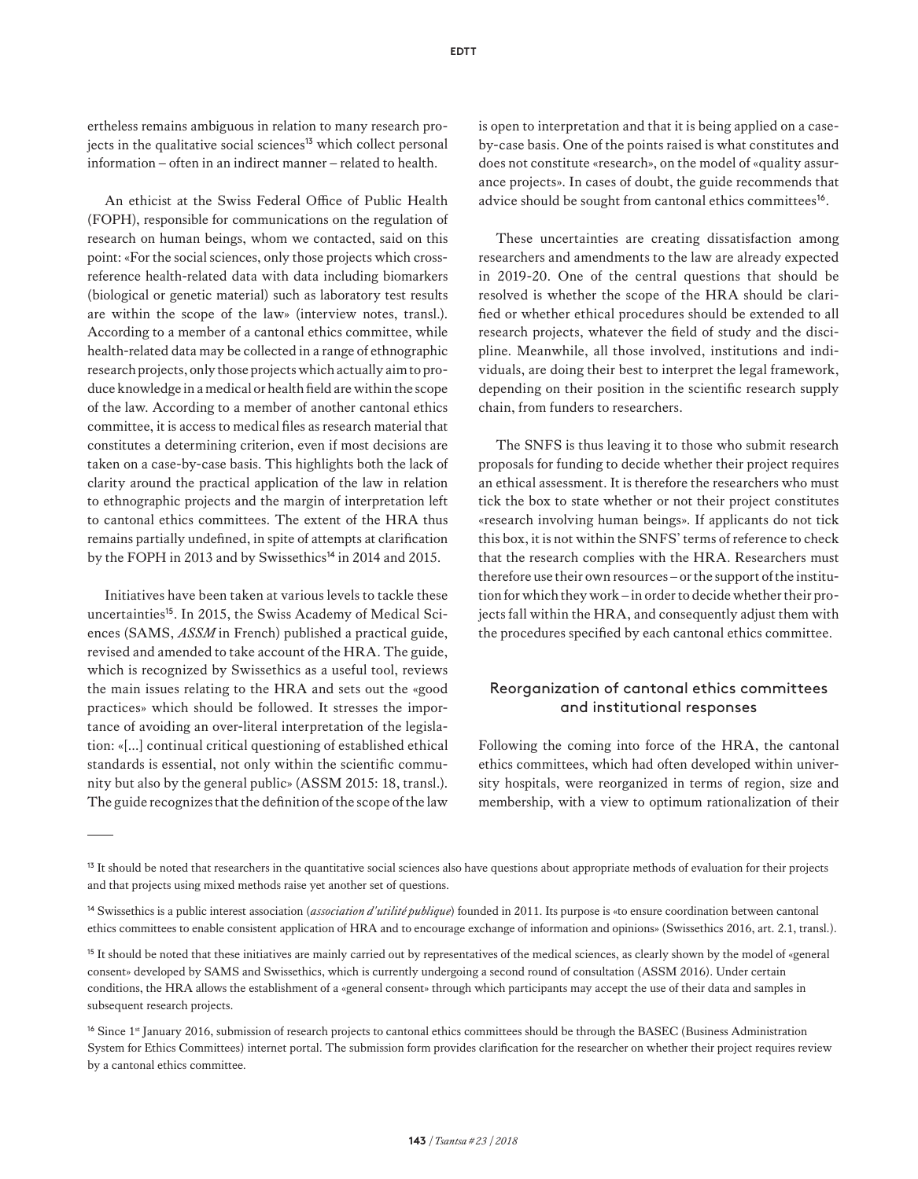ertheless remains ambiguous in relation to many research projects in the qualitative social sciences[13] which collect personal information – often in an indirect manner – related to health.

An ethicist at the Swiss Federal Office of Public Health (FOPH), responsible for communications on the regulation of research on human beings, whom we contacted, said on this point: «For the social sciences, only those projects which cross-reference health-related data with data including biomarkers (biological or genetic material) such as laboratory test results are within the scope of the law» (interview notes, transl.). According to a member of a cantonal ethics committee, while health-related data may be collected in a range of ethnographic research projects, only those projects which actually aim to produce knowledge in a medical or health field are within the scope of the law. According to a member of another cantonal ethics committee, it is access to medical files as research material that constitutes a determining criterion, even if most decisions are taken on a case-by-case basis. This highlights both the lack of clarity around the practical application of the law in relation to ethnographic projects and the margin of interpretation left to cantonal ethics committees. The extent of the HRA thus remains partially undefined, in spite of attempts at clarification by the FOPH in 2013 and by Swissethics[14] in 2014 and 2015.

Initiatives have been taken at various levels to tackle these uncertainties[15]. In 2015, the Swiss Academy of Medical Sciences (SAMS, *ASSM* in French) published a practical guide, revised and amended to take account of the HRA. The guide, which is recognized by Swissethics as a useful tool, reviews the main issues relating to the HRA and sets out the «good practices» which should be followed. It stresses the importance of avoiding an over-literal interpretation of the legislation: «[...] continual critical questioning of established ethical standards is essential, not only within the scientific community but also by the general public» (ASSM 2015: 18, transl.). The guide recognizes that the definition of the scope of the law is open to interpretation and that it is being applied on a case-by-case basis. One of the points raised is what constitutes and does not constitute «research», on the model of «quality assurance projects». In cases of doubt, the guide recommends that advice should be sought from cantonal ethics committees[16].

These uncertainties are creating dissatisfaction among researchers and amendments to the law are already expected in 2019-20. One of the central questions that should be resolved is whether the scope of the HRA should be clarified or whether ethical procedures should be extended to all research projects, whatever the field of study and the discipline. Meanwhile, all those involved, institutions and individuals, are doing their best to interpret the legal framework, depending on their position in the scientific research supply chain, from funders to researchers.

The SNFS is thus leaving it to those who submit research proposals for funding to decide whether their project requires an ethical assessment. It is therefore the researchers who must tick the box to state whether or not their project constitutes «research involving human beings». If applicants do not tick this box, it is not within the SNFS' terms of reference to check that the research complies with the HRA. Researchers must therefore use their own resources – or the support of the institution for which they work – in order to decide whether their projects fall within the HRA, and consequently adjust them with the procedures specified by each cantonal ethics committee.

## Reorganization of cantonal ethics committees and institutional responses

Following the coming into force of the HRA, the cantonal ethics committees, which had often developed within university hospitals, were reorganized in terms of region, size and membership, with a view to optimum rationalization of their

---

[13] It should be noted that researchers in the quantitative social sciences also have questions about appropriate methods of evaluation for their projects and that projects using mixed methods raise yet another set of questions.

[14] Swissethics is a public interest association (*association d'utilité publique*) founded in 2011. Its purpose is «to ensure coordination between cantonal ethics committees to enable consistent application of HRA and to encourage exchange of information and opinions» (Swissethics 2016, art. 2.1, transl.).

[15] It should be noted that these initiatives are mainly carried out by representatives of the medical sciences, as clearly shown by the model of «general consent» developed by SAMS and Swissethics, which is currently undergoing a second round of consultation (ASSM 2016). Under certain conditions, the HRA allows the establishment of a «general consent» through which participants may accept the use of their data and samples in subsequent research projects.

[16] Since 1st January 2016, submission of research projects to cantonal ethics committees should be through the BASEC (Business Administration System for Ethics Committees) internet portal. The submission form provides clarification for the researcher on whether their project requires review by a cantonal ethics committee.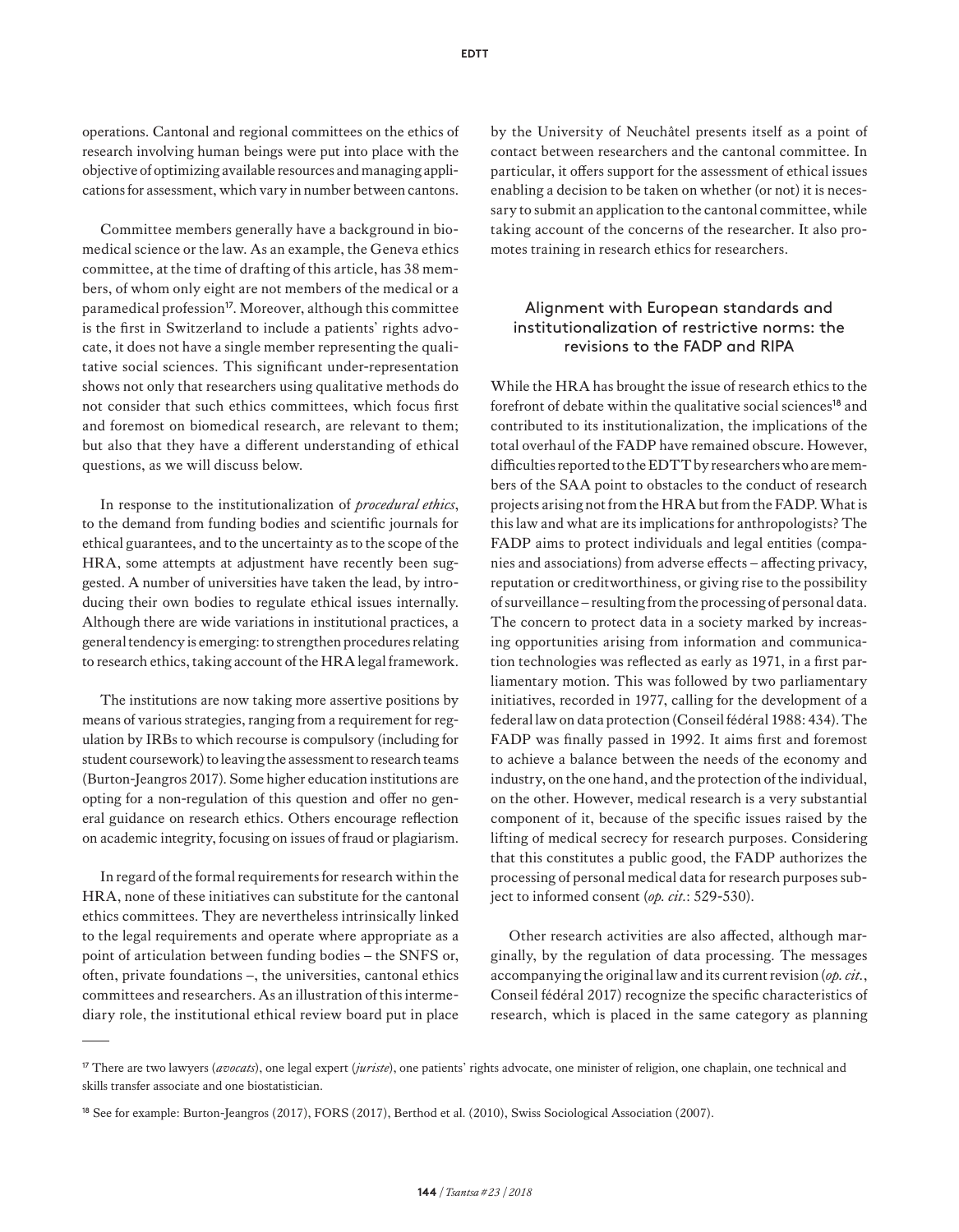operations. Cantonal and regional committees on the ethics of research involving human beings were put into place with the objective of optimizing available resources and managing applications for assessment, which vary in number between cantons.

Committee members generally have a background in biomedical science or the law. As an example, the Geneva ethics committee, at the time of drafting of this article, has 38 members, of whom only eight are not members of the medical or a paramedical profession[17]. Moreover, although this committee is the first in Switzerland to include a patients' rights advocate, it does not have a single member representing the qualitative social sciences. This significant under-representation shows not only that researchers using qualitative methods do not consider that such ethics committees, which focus first and foremost on biomedical research, are relevant to them; but also that they have a different understanding of ethical questions, as we will discuss below.

In response to the institutionalization of *procedural ethics*, to the demand from funding bodies and scientific journals for ethical guarantees, and to the uncertainty as to the scope of the HRA, some attempts at adjustment have recently been suggested. A number of universities have taken the lead, by introducing their own bodies to regulate ethical issues internally. Although there are wide variations in institutional practices, a general tendency is emerging: to strengthen procedures relating to research ethics, taking account of the HRA legal framework.

The institutions are now taking more assertive positions by means of various strategies, ranging from a requirement for regulation by IRBs to which recourse is compulsory (including for student coursework) to leaving the assessment to research teams (Burton-Jeangros 2017). Some higher education institutions are opting for a non-regulation of this question and offer no general guidance on research ethics. Others encourage reflection on academic integrity, focusing on issues of fraud or plagiarism.

In regard of the formal requirements for research within the HRA, none of these initiatives can substitute for the cantonal ethics committees. They are nevertheless intrinsically linked to the legal requirements and operate where appropriate as a point of articulation between funding bodies – the SNFS or, often, private foundations –, the universities, cantonal ethics committees and researchers. As an illustration of this intermediary role, the institutional ethical review board put in place by the University of Neuchâtel presents itself as a point of contact between researchers and the cantonal committee. In particular, it offers support for the assessment of ethical issues enabling a decision to be taken on whether (or not) it is necessary to submit an application to the cantonal committee, while taking account of the concerns of the researcher. It also promotes training in research ethics for researchers.

## Alignment with European standards and institutionalization of restrictive norms: the revisions to the FADP and RIPA

While the HRA has brought the issue of research ethics to the forefront of debate within the qualitative social sciences[18] and contributed to its institutionalization, the implications of the total overhaul of the FADP have remained obscure. However, difficulties reported to the EDTT by researchers who are members of the SAA point to obstacles to the conduct of research projects arising not from the HRA but from the FADP. What is this law and what are its implications for anthropologists? The FADP aims to protect individuals and legal entities (companies and associations) from adverse effects – affecting privacy, reputation or creditworthiness, or giving rise to the possibility of surveillance – resulting from the processing of personal data. The concern to protect data in a society marked by increasing opportunities arising from information and communication technologies was reflected as early as 1971, in a first parliamentary motion. This was followed by two parliamentary initiatives, recorded in 1977, calling for the development of a federal law on data protection (Conseil fédéral 1988: 434). The FADP was finally passed in 1992. It aims first and foremost to achieve a balance between the needs of the economy and industry, on the one hand, and the protection of the individual, on the other. However, medical research is a very substantial component of it, because of the specific issues raised by the lifting of medical secrecy for research purposes. Considering that this constitutes a public good, the FADP authorizes the processing of personal medical data for research purposes subject to informed consent (*op. cit.*: 529-530).

Other research activities are also affected, although marginally, by the regulation of data processing. The messages accompanying the original law and its current revision (*op. cit.*, Conseil fédéral 2017) recognize the specific characteristics of research, which is placed in the same category as planning

---

[17] There are two lawyers (*avocats*), one legal expert (*juriste*), one patients' rights advocate, one minister of religion, one chaplain, one technical and skills transfer associate and one biostatistician.

[18] See for example: Burton-Jeangros (2017), FORS (2017), Berthod et al. (2010), Swiss Sociological Association (2007).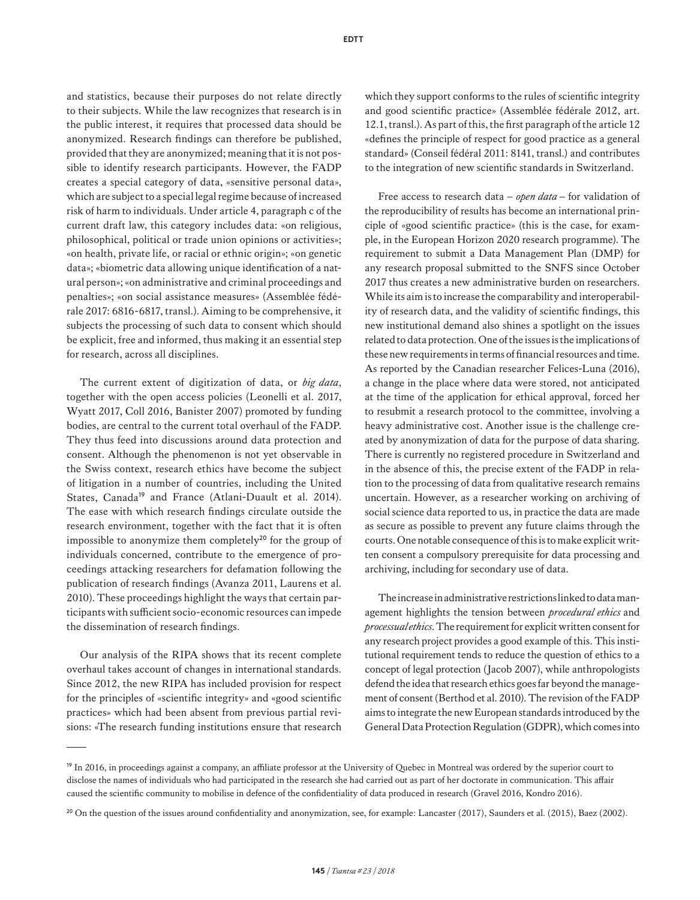and statistics, because their purposes do not relate directly to their subjects. While the law recognizes that research is in the public interest, it requires that processed data should be anonymized. Research findings can therefore be published, provided that they are anonymized; meaning that it is not possible to identify research participants. However, the FADP creates a special category of data, «sensitive personal data», which are subject to a special legal regime because of increased risk of harm to individuals. Under article 4, paragraph c of the current draft law, this category includes data: «on religious, philosophical, political or trade union opinions or activities»; «on health, private life, or racial or ethnic origin»; «on genetic data»; «biometric data allowing unique identification of a natural person»; «on administrative and criminal proceedings and penalties»; «on social assistance measures» (Assemblée fédérale 2017: 6816-6817, transl.). Aiming to be comprehensive, it subjects the processing of such data to consent which should be explicit, free and informed, thus making it an essential step for research, across all disciplines.

The current extent of digitization of data, or *big data*, together with the open access policies (Leonelli et al. 2017, Wyatt 2017, Coll 2016, Banister 2007) promoted by funding bodies, are central to the current total overhaul of the FADP. They thus feed into discussions around data protection and consent. Although the phenomenon is not yet observable in the Swiss context, research ethics have become the subject of litigation in a number of countries, including the United States, Canada[19] and France (Atlani-Duault et al. 2014). The ease with which research findings circulate outside the research environment, together with the fact that it is often impossible to anonymize them completely[20] for the group of individuals concerned, contribute to the emergence of proceedings attacking researchers for defamation following the publication of research findings (Avanza 2011, Laurens et al. 2010). These proceedings highlight the ways that certain participants with sufficient socio-economic resources can impede the dissemination of research findings.

Our analysis of the RIPA shows that its recent complete overhaul takes account of changes in international standards. Since 2012, the new RIPA has included provision for respect for the principles of «scientific integrity» and «good scientific practices» which had been absent from previous partial revisions: «The research funding institutions ensure that research which they support conforms to the rules of scientific integrity and good scientific practice» (Assemblée fédérale 2012, art. 12.1, transl.). As part of this, the first paragraph of the article 12 «defines the principle of respect for good practice as a general standard» (Conseil fédéral 2011: 8141, transl.) and contributes to the integration of new scientific standards in Switzerland.

Free access to research data – *open data* – for validation of the reproducibility of results has become an international principle of «good scientific practice» (this is the case, for example, in the European Horizon 2020 research programme). The requirement to submit a Data Management Plan (DMP) for any research proposal submitted to the SNFS since October 2017 thus creates a new administrative burden on researchers. While its aim is to increase the comparability and interoperability of research data, and the validity of scientific findings, this new institutional demand also shines a spotlight on the issues related to data protection. One of the issues is the implications of these new requirements in terms of financial resources and time. As reported by the Canadian researcher Felices-Luna (2016), a change in the place where data were stored, not anticipated at the time of the application for ethical approval, forced her to resubmit a research protocol to the committee, involving a heavy administrative cost. Another issue is the challenge created by anonymization of data for the purpose of data sharing. There is currently no registered procedure in Switzerland and in the absence of this, the precise extent of the FADP in relation to the processing of data from qualitative research remains uncertain. However, as a researcher working on archiving of social science data reported to us, in practice the data are made as secure as possible to prevent any future claims through the courts. One notable consequence of this is to make explicit written consent a compulsory prerequisite for data processing and archiving, including for secondary use of data.

The increase in administrative restrictions linked to data management highlights the tension between *procedural ethics* and *processual ethics*. The requirement for explicit written consent for any research project provides a good example of this. This institutional requirement tends to reduce the question of ethics to a concept of legal protection (Jacob 2007), while anthropologists defend the idea that research ethics goes far beyond the management of consent (Berthod et al. 2010). The revision of the FADP aims to integrate the new European standards introduced by the General Data Protection Regulation (GDPR), which comes into

---

[19] In 2016, in proceedings against a company, an affiliate professor at the University of Quebec in Montreal was ordered by the superior court to disclose the names of individuals who had participated in the research she had carried out as part of her doctorate in communication. This affair caused the scientific community to mobilise in defence of the confidentiality of data produced in research (Gravel 2016, Kondro 2016).

[20] On the question of the issues around confidentiality and anonymization, see, for example: Lancaster (2017), Saunders et al. (2015), Baez (2002).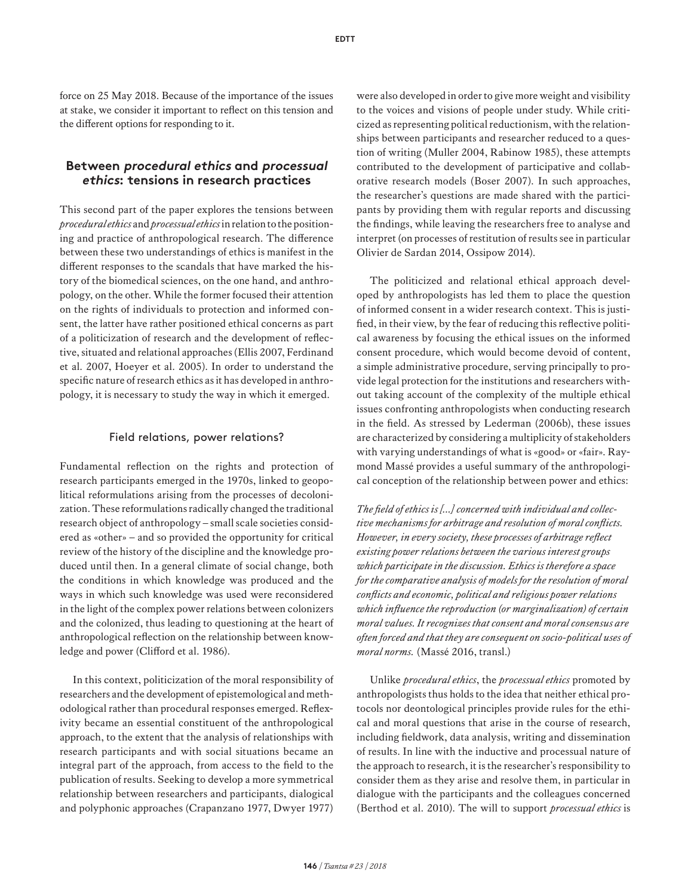force on 25 May 2018. Because of the importance of the issues at stake, we consider it important to reflect on this tension and the different options for responding to it.

## Between *procedural ethics* and *processual ethics*: tensions in research practices

This second part of the paper explores the tensions between *procedural ethics* and *processual ethics* in relation to the positioning and practice of anthropological research. The difference between these two understandings of ethics is manifest in the different responses to the scandals that have marked the history of the biomedical sciences, on the one hand, and anthropology, on the other. While the former focused their attention on the rights of individuals to protection and informed consent, the latter have rather positioned ethical concerns as part of a politicization of research and the development of reflective, situated and relational approaches (Ellis 2007, Ferdinand et al. 2007, Hoeyer et al. 2005). In order to understand the specific nature of research ethics as it has developed in anthropology, it is necessary to study the way in which it emerged.

### Field relations, power relations?

Fundamental reflection on the rights and protection of research participants emerged in the 1970s, linked to geopolitical reformulations arising from the processes of decolonization. These reformulations radically changed the traditional research object of anthropology – small scale societies considered as «other» – and so provided the opportunity for critical review of the history of the discipline and the knowledge produced until then. In a general climate of social change, both the conditions in which knowledge was produced and the ways in which such knowledge was used were reconsidered in the light of the complex power relations between colonizers and the colonized, thus leading to questioning at the heart of anthropological reflection on the relationship between knowledge and power (Clifford et al. 1986).

In this context, politicization of the moral responsibility of researchers and the development of epistemological and methodological rather than procedural responses emerged. Reflexivity became an essential constituent of the anthropological approach, to the extent that the analysis of relationships with research participants and with social situations became an integral part of the approach, from access to the field to the publication of results. Seeking to develop a more symmetrical relationship between researchers and participants, dialogical and polyphonic approaches (Crapanzano 1977, Dwyer 1977) were also developed in order to give more weight and visibility to the voices and visions of people under study. While criticized as representing political reductionism, with the relationships between participants and researcher reduced to a question of writing (Muller 2004, Rabinow 1985), these attempts contributed to the development of participative and collaborative research models (Boser 2007). In such approaches, the researcher's questions are made shared with the participants by providing them with regular reports and discussing the findings, while leaving the researchers free to analyse and interpret (on processes of restitution of results see in particular Olivier de Sardan 2014, Ossipow 2014).

The politicized and relational ethical approach developed by anthropologists has led them to place the question of informed consent in a wider research context. This is justified, in their view, by the fear of reducing this reflective political awareness by focusing the ethical issues on the informed consent procedure, which would become devoid of content, a simple administrative procedure, serving principally to provide legal protection for the institutions and researchers without taking account of the complexity of the multiple ethical issues confronting anthropologists when conducting research in the field. As stressed by Lederman (2006b), these issues are characterized by considering a multiplicity of stakeholders with varying understandings of what is «good» or «fair». Raymond Massé provides a useful summary of the anthropological conception of the relationship between power and ethics:

*The field of ethics is […] concerned with individual and collective mechanisms for arbitrage and resolution of moral conflicts. However, in every society, these processes of arbitrage reflect existing power relations between the various interest groups which participate in the discussion. Ethics is therefore a space for the comparative analysis of models for the resolution of moral conflicts and economic, political and religious power relations which influence the reproduction (or marginalization) of certain moral values. It recognizes that consent and moral consensus are often forced and that they are consequent on socio-political uses of moral norms.* (Massé 2016, transl.)

Unlike *procedural ethics*, the *processual ethics* promoted by anthropologists thus holds to the idea that neither ethical protocols nor deontological principles provide rules for the ethical and moral questions that arise in the course of research, including fieldwork, data analysis, writing and dissemination of results. In line with the inductive and processual nature of the approach to research, it is the researcher's responsibility to consider them as they arise and resolve them, in particular in dialogue with the participants and the colleagues concerned (Berthod et al. 2010). The will to support *processual ethics* is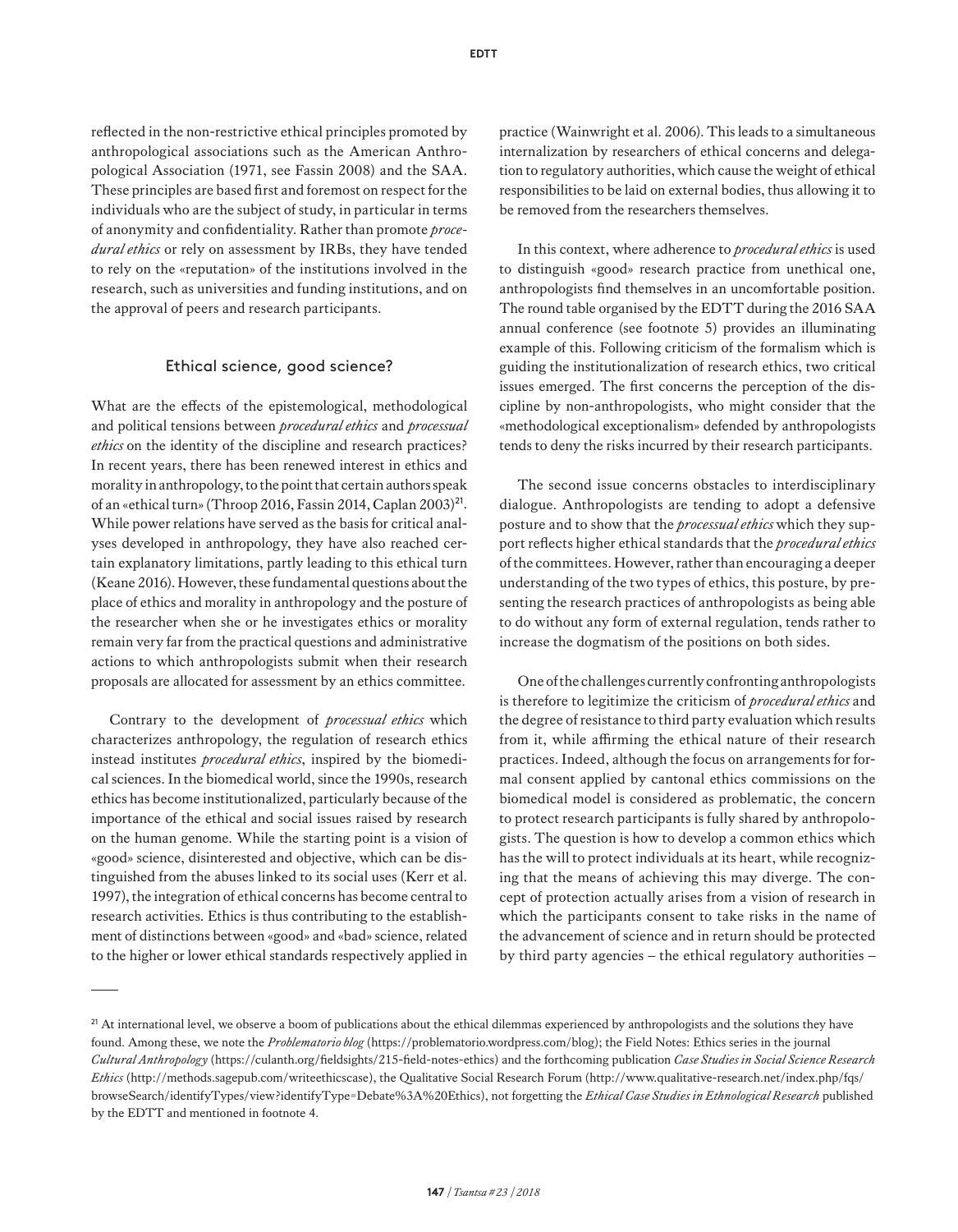reflected in the non-restrictive ethical principles promoted by anthropological associations such as the American Anthropological Association (1971, see Fassin 2008) and the SAA. These principles are based first and foremost on respect for the individuals who are the subject of study, in particular in terms of anonymity and confidentiality. Rather than promote *procedural ethics* or rely on assessment by IRBs, they have tended to rely on the «reputation» of the institutions involved in the research, such as universities and funding institutions, and on the approval of peers and research participants.

## Ethical science, good science?

What are the effects of the epistemological, methodological and political tensions between *procedural ethics* and *processual ethics* on the identity of the discipline and research practices? In recent years, there has been renewed interest in ethics and morality in anthropology, to the point that certain authors speak of an «ethical turn» (Throop 2016, Fassin 2014, Caplan 2003)[21]. While power relations have served as the basis for critical analyses developed in anthropology, they have also reached certain explanatory limitations, partly leading to this ethical turn (Keane 2016). However, these fundamental questions about the place of ethics and morality in anthropology and the posture of the researcher when she or he investigates ethics or morality remain very far from the practical questions and administrative actions to which anthropologists submit when their research proposals are allocated for assessment by an ethics committee.

Contrary to the development of *processual ethics* which characterizes anthropology, the regulation of research ethics instead institutes *procedural ethics*, inspired by the biomedical sciences. In the biomedical world, since the 1990s, research ethics has become institutionalized, particularly because of the importance of the ethical and social issues raised by research on the human genome. While the starting point is a vision of «good» science, disinterested and objective, which can be distinguished from the abuses linked to its social uses (Kerr et al. 1997), the integration of ethical concerns has become central to research activities. Ethics is thus contributing to the establishment of distinctions between «good» and «bad» science, related to the higher or lower ethical standards respectively applied in practice (Wainwright et al. 2006). This leads to a simultaneous internalization by researchers of ethical concerns and delegation to regulatory authorities, which cause the weight of ethical responsibilities to be laid on external bodies, thus allowing it to be removed from the researchers themselves.

In this context, where adherence to *procedural ethics* is used to distinguish «good» research practice from unethical one, anthropologists find themselves in an uncomfortable position. The round table organised by the EDTT during the 2016 SAA annual conference (see footnote 5) provides an illuminating example of this. Following criticism of the formalism which is guiding the institutionalization of research ethics, two critical issues emerged. The first concerns the perception of the discipline by non-anthropologists, who might consider that the «methodological exceptionalism» defended by anthropologists tends to deny the risks incurred by their research participants.

The second issue concerns obstacles to interdisciplinary dialogue. Anthropologists are tending to adopt a defensive posture and to show that the *processual ethics* which they support reflects higher ethical standards that the *procedural ethics* of the committees. However, rather than encouraging a deeper understanding of the two types of ethics, this posture, by presenting the research practices of anthropologists as being able to do without any form of external regulation, tends rather to increase the dogmatism of the positions on both sides.

One of the challenges currently confronting anthropologists is therefore to legitimize the criticism of *procedural ethics* and the degree of resistance to third party evaluation which results from it, while affirming the ethical nature of their research practices. Indeed, although the focus on arrangements for formal consent applied by cantonal ethics commissions on the biomedical model is considered as problematic, the concern to protect research participants is fully shared by anthropologists. The question is how to develop a common ethics which has the will to protect individuals at its heart, while recognizing that the means of achieving this may diverge. The concept of protection actually arises from a vision of research in which the participants consent to take risks in the name of the advancement of science and in return should be protected by third party agencies – the ethical regulatory authorities –

---

[21] At international level, we observe a boom of publications about the ethical dilemmas experienced by anthropologists and the solutions they have found. Among these, we note the *Problematorio blog* (https://problematorio.wordpress.com/blog); the Field Notes: Ethics series in the journal *Cultural Anthropology* (https://culanth.org/fieldsights/215-field-notes-ethics) and the forthcoming publication *Case Studies in Social Science Research Ethics* (http://methods.sagepub.com/writeethicscase), the Qualitative Social Research Forum (http://www.qualitative-research.net/index.php/fqs/browseSearch/identifyTypes/view?identifyType=Debate%3A%20Ethics), not forgetting the *Ethical Case Studies in Ethnological Research* published by the EDTT and mentioned in footnote 4.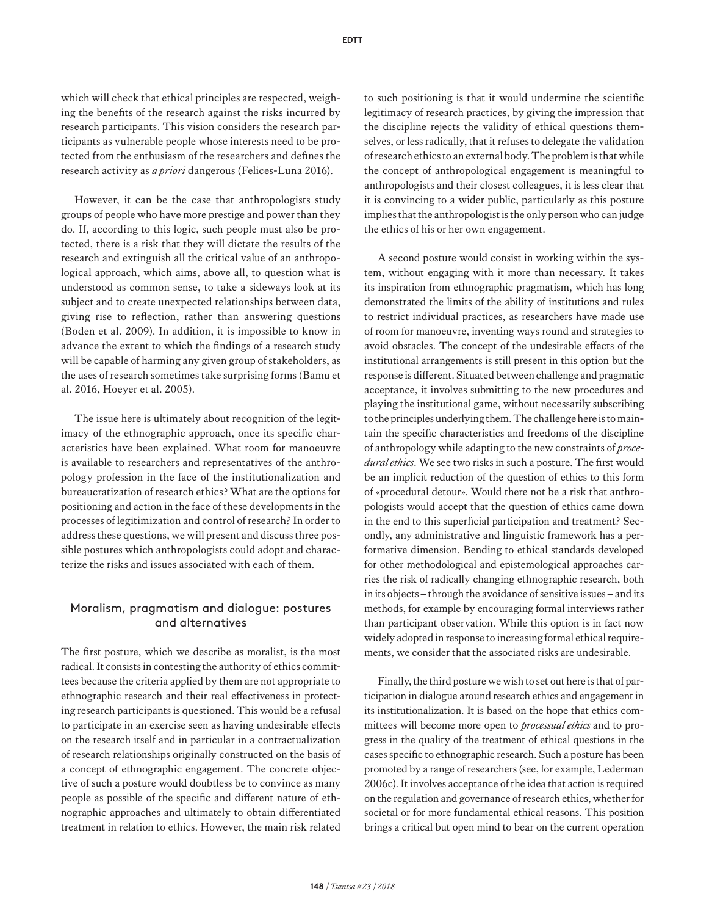which will check that ethical principles are respected, weighing the benefits of the research against the risks incurred by research participants. This vision considers the research participants as vulnerable people whose interests need to be protected from the enthusiasm of the researchers and defines the research activity as *a priori* dangerous (Felices-Luna 2016).

However, it can be the case that anthropologists study groups of people who have more prestige and power than they do. If, according to this logic, such people must also be protected, there is a risk that they will dictate the results of the research and extinguish all the critical value of an anthropological approach, which aims, above all, to question what is understood as common sense, to take a sideways look at its subject and to create unexpected relationships between data, giving rise to reflection, rather than answering questions (Boden et al. 2009). In addition, it is impossible to know in advance the extent to which the findings of a research study will be capable of harming any given group of stakeholders, as the uses of research sometimes take surprising forms (Bamu et al. 2016, Hoeyer et al. 2005).

The issue here is ultimately about recognition of the legitimacy of the ethnographic approach, once its specific characteristics have been explained. What room for manoeuvre is available to researchers and representatives of the anthropology profession in the face of the institutionalization and bureaucratization of research ethics? What are the options for positioning and action in the face of these developments in the processes of legitimization and control of research? In order to address these questions, we will present and discuss three possible postures which anthropologists could adopt and characterize the risks and issues associated with each of them.

## Moralism, pragmatism and dialogue: postures and alternatives

The first posture, which we describe as moralist, is the most radical. It consists in contesting the authority of ethics committees because the criteria applied by them are not appropriate to ethnographic research and their real effectiveness in protecting research participants is questioned. This would be a refusal to participate in an exercise seen as having undesirable effects on the research itself and in particular in a contractualization of research relationships originally constructed on the basis of a concept of ethnographic engagement. The concrete objective of such a posture would doubtless be to convince as many people as possible of the specific and different nature of ethnographic approaches and ultimately to obtain differentiated treatment in relation to ethics. However, the main risk related to such positioning is that it would undermine the scientific legitimacy of research practices, by giving the impression that the discipline rejects the validity of ethical questions themselves, or less radically, that it refuses to delegate the validation of research ethics to an external body. The problem is that while the concept of anthropological engagement is meaningful to anthropologists and their closest colleagues, it is less clear that it is convincing to a wider public, particularly as this posture implies that the anthropologist is the only person who can judge the ethics of his or her own engagement.

A second posture would consist in working within the system, without engaging with it more than necessary. It takes its inspiration from ethnographic pragmatism, which has long demonstrated the limits of the ability of institutions and rules to restrict individual practices, as researchers have made use of room for manoeuvre, inventing ways round and strategies to avoid obstacles. The concept of the undesirable effects of the institutional arrangements is still present in this option but the response is different. Situated between challenge and pragmatic acceptance, it involves submitting to the new procedures and playing the institutional game, without necessarily subscribing to the principles underlying them. The challenge here is to maintain the specific characteristics and freedoms of the discipline of anthropology while adapting to the new constraints of *procedural ethics*. We see two risks in such a posture. The first would be an implicit reduction of the question of ethics to this form of «procedural detour». Would there not be a risk that anthropologists would accept that the question of ethics came down in the end to this superficial participation and treatment? Secondly, any administrative and linguistic framework has a performative dimension. Bending to ethical standards developed for other methodological and epistemological approaches carries the risk of radically changing ethnographic research, both in its objects – through the avoidance of sensitive issues – and its methods, for example by encouraging formal interviews rather than participant observation. While this option is in fact now widely adopted in response to increasing formal ethical requirements, we consider that the associated risks are undesirable.

Finally, the third posture we wish to set out here is that of participation in dialogue around research ethics and engagement in its institutionalization. It is based on the hope that ethics committees will become more open to *processual ethics* and to progress in the quality of the treatment of ethical questions in the cases specific to ethnographic research. Such a posture has been promoted by a range of researchers (see, for example, Lederman 2006c). It involves acceptance of the idea that action is required on the regulation and governance of research ethics, whether for societal or for more fundamental ethical reasons. This position brings a critical but open mind to bear on the current operation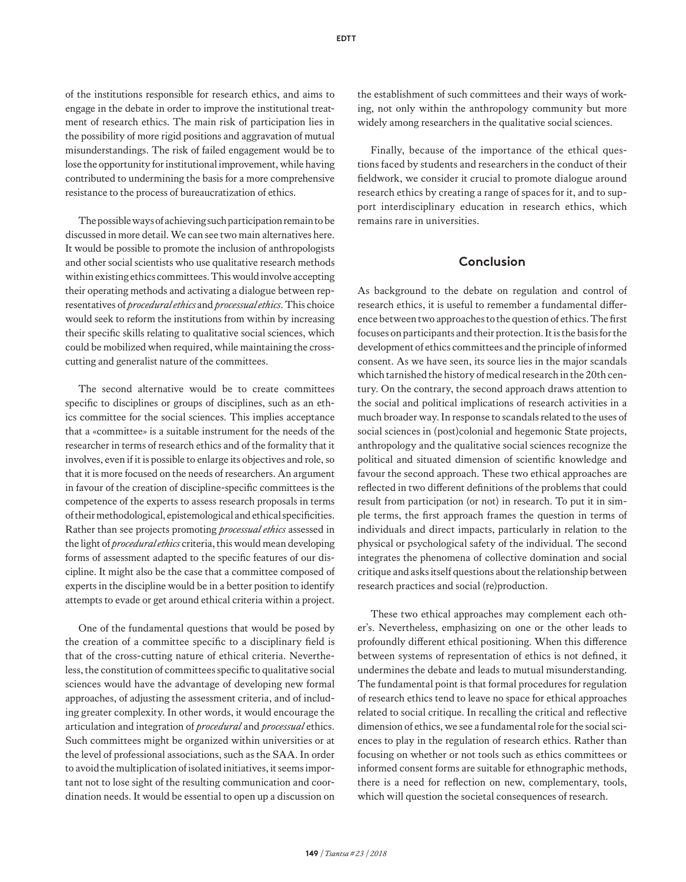of the institutions responsible for research ethics, and aims to engage in the debate in order to improve the institutional treatment of research ethics. The main risk of participation lies in the possibility of more rigid positions and aggravation of mutual misunderstandings. The risk of failed engagement would be to lose the opportunity for institutional improvement, while having contributed to undermining the basis for a more comprehensive resistance to the process of bureaucratization of ethics.

The possible ways of achieving such participation remain to be discussed in more detail. We can see two main alternatives here. It would be possible to promote the inclusion of anthropologists and other social scientists who use qualitative research methods within existing ethics committees. This would involve accepting their operating methods and activating a dialogue between representatives of *procedural ethics* and *processual ethics*. This choice would seek to reform the institutions from within by increasing their specific skills relating to qualitative social sciences, which could be mobilized when required, while maintaining the cross-cutting and generalist nature of the committees.

The second alternative would be to create committees specific to disciplines or groups of disciplines, such as an ethics committee for the social sciences. This implies acceptance that a «committee» is a suitable instrument for the needs of the researcher in terms of research ethics and of the formality that it involves, even if it is possible to enlarge its objectives and role, so that it is more focused on the needs of researchers. An argument in favour of the creation of discipline-specific committees is the competence of the experts to assess research proposals in terms of their methodological, epistemological and ethical specificities. Rather than see projects promoting *processual ethics* assessed in the light of *procedural ethics* criteria, this would mean developing forms of assessment adapted to the specific features of our discipline. It might also be the case that a committee composed of experts in the discipline would be in a better position to identify attempts to evade or get around ethical criteria within a project.

One of the fundamental questions that would be posed by the creation of a committee specific to a disciplinary field is that of the cross-cutting nature of ethical criteria. Nevertheless, the constitution of committees specific to qualitative social sciences would have the advantage of developing new formal approaches, of adjusting the assessment criteria, and of including greater complexity. In other words, it would encourage the articulation and integration of *procedural* and *processual* ethics. Such committees might be organized within universities or at the level of professional associations, such as the SAA. In order to avoid the multiplication of isolated initiatives, it seems important not to lose sight of the resulting communication and coordination needs. It would be essential to open up a discussion on the establishment of such committees and their ways of working, not only within the anthropology community but more widely among researchers in the qualitative social sciences.

Finally, because of the importance of the ethical questions faced by students and researchers in the conduct of their fieldwork, we consider it crucial to promote dialogue around research ethics by creating a range of spaces for it, and to support interdisciplinary education in research ethics, which remains rare in universities.

## Conclusion

As background to the debate on regulation and control of research ethics, it is useful to remember a fundamental difference between two approaches to the question of ethics. The first focuses on participants and their protection. It is the basis for the development of ethics committees and the principle of informed consent. As we have seen, its source lies in the major scandals which tarnished the history of medical research in the 20th century. On the contrary, the second approach draws attention to the social and political implications of research activities in a much broader way. In response to scandals related to the uses of social sciences in (post)colonial and hegemonic State projects, anthropology and the qualitative social sciences recognize the political and situated dimension of scientific knowledge and favour the second approach. These two ethical approaches are reflected in two different definitions of the problems that could result from participation (or not) in research. To put it in simple terms, the first approach frames the question in terms of individuals and direct impacts, particularly in relation to the physical or psychological safety of the individual. The second integrates the phenomena of collective domination and social critique and asks itself questions about the relationship between research practices and social (re)production.

These two ethical approaches may complement each other's. Nevertheless, emphasizing on one or the other leads to profoundly different ethical positioning. When this difference between systems of representation of ethics is not defined, it undermines the debate and leads to mutual misunderstanding. The fundamental point is that formal procedures for regulation of research ethics tend to leave no space for ethical approaches related to social critique. In recalling the critical and reflective dimension of ethics, we see a fundamental role for the social sciences to play in the regulation of research ethics. Rather than focusing on whether or not tools such as ethics committees or informed consent forms are suitable for ethnographic methods, there is a need for reflection on new, complementary, tools, which will question the societal consequences of research.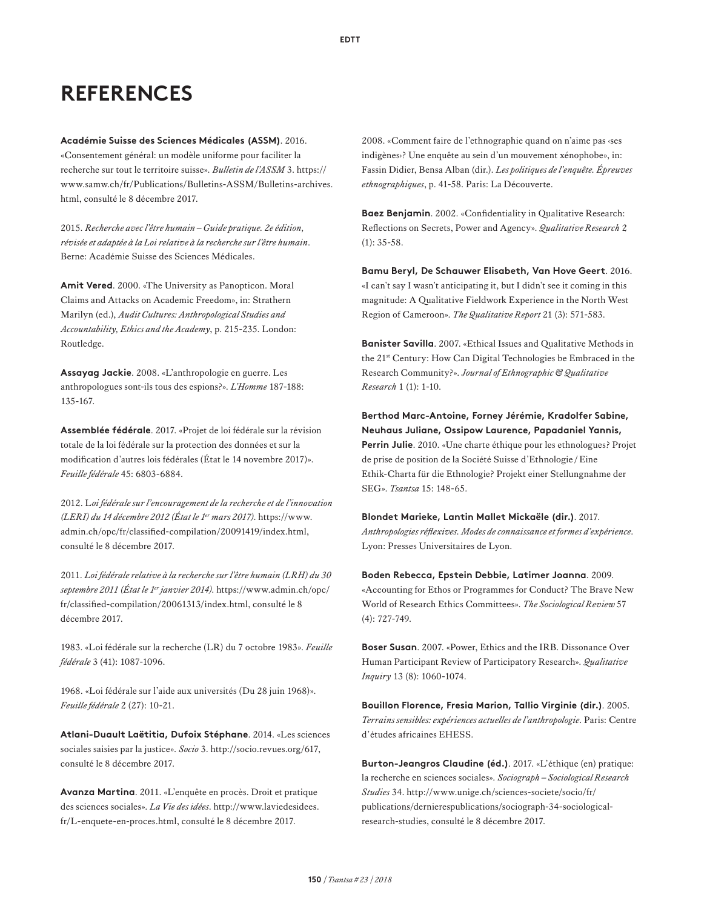# REFERENCES

**Académie Suisse des Sciences Médicales (ASSM)**. 2016. «Consentement général: un modèle uniforme pour faciliter la recherche sur tout le territoire suisse». *Bulletin de l'ASSM* 3. https://www.samw.ch/fr/Publications/Bulletins-ASSM/Bulletins-archives.html, consulté le 8 décembre 2017.

2015. *Recherche avec l'être humain – Guide pratique. 2e édition, révisée et adaptée à la Loi relative à la recherche sur l'être humain*. Berne: Académie Suisse des Sciences Médicales.

**Amit Vered**. 2000. «The University as Panopticon. Moral Claims and Attacks on Academic Freedom», in: Strathern Marilyn (ed.), *Audit Cultures: Anthropological Studies and Accountability, Ethics and the Academy*, p. 215-235. London: Routledge.

**Assayag Jackie**. 2008. «L'anthropologie en guerre. Les anthropologues sont-ils tous des espions?». *L'Homme* 187-188: 135-167.

**Assemblée fédérale**. 2017. «Projet de loi fédérale sur la révision totale de la loi fédérale sur la protection des données et sur la modification d'autres lois fédérales (État le 14 novembre 2017)». *Feuille fédérale* 45: 6803-6884.

2012. L*oi fédérale sur l'encouragement de la recherche et de l'innovation (LERI) du 14 décembre 2012 (État le 1er mars 2017)*. https://www.admin.ch/opc/fr/classified-compilation/20091419/index.html, consulté le 8 décembre 2017.

2011. *Loi fédérale relative à la recherche sur l'être humain (LRH) du 30 septembre 2011 (État le 1er janvier 2014)*. https://www.admin.ch/opc/fr/classified-compilation/20061313/index.html, consulté le 8 décembre 2017.

1983. «Loi fédérale sur la recherche (LR) du 7 octobre 1983». *Feuille fédérale* 3 (41): 1087-1096.

1968. «Loi fédérale sur l'aide aux universités (Du 28 juin 1968)». *Feuille fédérale* 2 (27): 10-21.

**Atlani-Duault Laëtitia, Dufoix Stéphane**. 2014. «Les sciences sociales saisies par la justice». *Socio* 3. http://socio.revues.org/617, consulté le 8 décembre 2017.

**Avanza Martina**. 2011. «L'enquête en procès. Droit et pratique des sciences sociales». *La Vie des idées*. http://www.laviedesidees.fr/L-enquete-en-proces.html, consulté le 8 décembre 2017.

2008. «Comment faire de l'ethnographie quand on n'aime pas ‹ses indigènes›? Une enquête au sein d'un mouvement xénophobe», in: Fassin Didier, Bensa Alban (dir.). *Les politiques de l'enquête. Épreuves ethnographiques*, p. 41-58. Paris: La Découverte.

**Baez Benjamin**. 2002. «Confidentiality in Qualitative Research: Reflections on Secrets, Power and Agency». *Qualitative Research* 2 (1): 35-58.

**Bamu Beryl, De Schauwer Elisabeth, Van Hove Geert**. 2016. «I can't say I wasn't anticipating it, but I didn't see it coming in this magnitude: A Qualitative Fieldwork Experience in the North West Region of Cameroon». *The Qualitative Report* 21 (3): 571-583.

**Banister Savilla**. 2007. «Ethical Issues and Qualitative Methods in the 21st Century: How Can Digital Technologies be Embraced in the Research Community?». *Journal of Ethnographic & Qualitative Research* 1 (1): 1-10.

**Berthod Marc-Antoine, Forney Jérémie, Kradolfer Sabine, Neuhaus Juliane, Ossipow Laurence, Papadaniel Yannis, Perrin Julie**. 2010. «Une charte éthique pour les ethnologues? Projet de prise de position de la Société Suisse d'Ethnologie / Eine Ethik-Charta für die Ethnologie? Projekt einer Stellungnahme der SEG». *Tsantsa* 15: 148-65.

**Blondet Marieke, Lantin Mallet Mickaële (dir.)**. 2017. *Anthropologies réflexives. Modes de connaissance et formes d'expérience*. Lyon: Presses Universitaires de Lyon.

**Boden Rebecca, Epstein Debbie, Latimer Joanna**. 2009. «Accounting for Ethos or Programmes for Conduct? The Brave New World of Research Ethics Committees». *The Sociological Review* 57 (4): 727-749.

**Boser Susan**. 2007. «Power, Ethics and the IRB. Dissonance Over Human Participant Review of Participatory Research». *Qualitative Inquiry* 13 (8): 1060-1074.

**Bouillon Florence, Fresia Marion, Tallio Virginie (dir.)**. 2005. *Terrains sensibles: expériences actuelles de l'anthropologie*. Paris: Centre d'études africaines EHESS.

**Burton-Jeangros Claudine (éd.)**. 2017. «L'éthique (en) pratique: la recherche en sciences sociales». *Sociograph – Sociological Research Studies* 34. http://www.unige.ch/sciences-societe/socio/fr/publications/dernierespublications/sociograph-34-sociological-research-studies, consulté le 8 décembre 2017.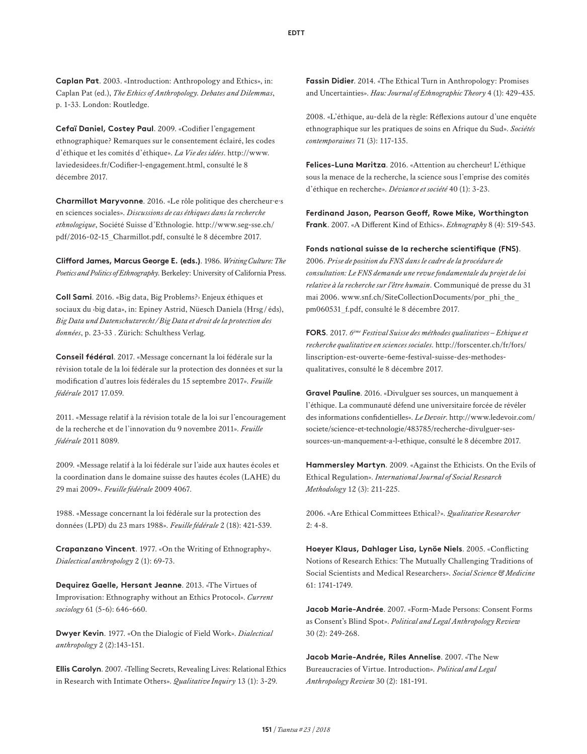**Caplan Pat**. 2003. «Introduction: Anthropology and Ethics», in: Caplan Pat (ed.), *The Ethics of Anthropology. Debates and Dilemmas*, p. 1-33. London: Routledge.

**Cefaï Daniel, Costey Paul**. 2009. «Codifier l'engagement ethnographique? Remarques sur le consentement éclairé, les codes d'éthique et les comités d'éthique». *La Vie des idées*. http://www.laviedesidees.fr/Codifier-l-engagement.html, consulté le 8 décembre 2017.

**Charmillot Maryvonne**. 2016. «Le rôle politique des chercheur·e·s en sciences sociales». *Discussions de cas éthiques dans la recherche ethnologique*, Société Suisse d'Ethnologie. http://www.seg-sse.ch/pdf/2016-02-15_Charmillot.pdf, consulté le 8 décembre 2017.

**Clifford James, Marcus George E. (eds.)**. 1986. *Writing Culture: The Poetics and Politics of Ethnography*. Berkeley: University of California Press.

**Coll Sami**. 2016. «Big data, Big Problems?› Enjeux éthiques et sociaux du ‹big data», in: Epiney Astrid, Nüesch Daniela (Hrsg / éds), *Big Data und Datenschutzrecht / Big Data et droit de la protection des données*, p. 23-33 . Zürich: Schulthess Verlag.

**Conseil fédéral**. 2017. «Message concernant la loi fédérale sur la révision totale de la loi fédérale sur la protection des données et sur la modification d'autres lois fédérales du 15 septembre 2017». *Feuille fédérale* 2017 17.059.

2011. «Message relatif à la révision totale de la loi sur l'encouragement de la recherche et de l'innovation du 9 novembre 2011». *Feuille fédérale* 2011 8089.

2009. «Message relatif à la loi fédérale sur l'aide aux hautes écoles et la coordination dans le domaine suisse des hautes écoles (LAHE) du 29 mai 2009». *Feuille fédérale* 2009 4067.

1988. «Message concernant la loi fédérale sur la protection des données (LPD) du 23 mars 1988». *Feuille fédérale* 2 (18): 421-539.

**Crapanzano Vincent**. 1977. «On the Writing of Ethnography». *Dialectical anthropology* 2 (1): 69-73.

**Dequirez Gaelle, Hersant Jeanne**. 2013. «The Virtues of Improvisation: Ethnography without an Ethics Protocol». *Current sociology* 61 (5-6): 646-660.

**Dwyer Kevin**. 1977. «On the Dialogic of Field Work». *Dialectical anthropology* 2 (2):143-151.

**Ellis Carolyn**. 2007. «Telling Secrets, Revealing Lives: Relational Ethics in Research with Intimate Others». *Qualitative Inquiry* 13 (1): 3-29.

**Fassin Didier**. 2014. «The Ethical Turn in Anthropology: Promises and Uncertainties». *Hau: Journal of Ethnographic Theory* 4 (1): 429-435.

2008. «L'éthique, au-delà de la règle: Réflexions autour d'une enquête ethnographique sur les pratiques de soins en Afrique du Sud». *Sociétés contemporaines* 71 (3): 117-135.

**Felices-Luna Maritza**. 2016. «Attention au chercheur! L'éthique sous la menace de la recherche, la science sous l'emprise des comités d'éthique en recherche». *Déviance et société* 40 (1): 3-23.

**Ferdinand Jason, Pearson Geoff, Rowe Mike, Worthington Frank**. 2007. «A Different Kind of Ethics». *Ethnography* 8 (4): 519-543.

**Fonds national suisse de la recherche scientifique (FNS)**. 2006. *Prise de position du FNS dans le cadre de la procédure de consultation: Le FNS demande une revue fondamentale du projet de loi relative à la recherche sur l'être humain*. Communiqué de presse du 31 mai 2006. www.snf.ch/SiteCollectionDocuments/por_phi_the_pm060531_f.pdf, consulté le 8 décembre 2017.

**FORS**. 2017. *6ème Festival Suisse des méthodes qualitatives – Ethique et recherche qualitative en sciences sociales*. http://forscenter.ch/fr/fors/linscription-est-ouverte-6eme-festival-suisse-des-methodes-qualitatives, consulté le 8 décembre 2017.

**Gravel Pauline**. 2016. «Divulguer ses sources, un manquement à l'éthique. La communauté défend une universitaire forcée de révéler des informations confidentielles». *Le Devoir*. http://www.ledevoir.com/societe/science-et-technologie/483785/recherche-divulguer-ses-sources-un-manquement-a-l-ethique, consulté le 8 décembre 2017.

**Hammersley Martyn**. 2009. «Against the Ethicists. On the Evils of Ethical Regulation». *International Journal of Social Research Methodology* 12 (3): 211-225.

2006. «Are Ethical Committees Ethical?». *Qualitative Researcher* 2: 4-8.

**Hoeyer Klaus, Dahlager Lisa, Lynöe Niels**. 2005. «Conflicting Notions of Research Ethics: The Mutually Challenging Traditions of Social Scientists and Medical Researchers». *Social Science & Medicine* 61: 1741-1749.

**Jacob Marie-Andrée**. 2007. «Form-Made Persons: Consent Forms as Consent's Blind Spot». *Political and Legal Anthropology Review* 30 (2): 249-268.

**Jacob Marie-Andrée, Riles Annelise**. 2007. «The New Bureaucracies of Virtue. Introduction». *Political and Legal Anthropology Review* 30 (2): 181-191.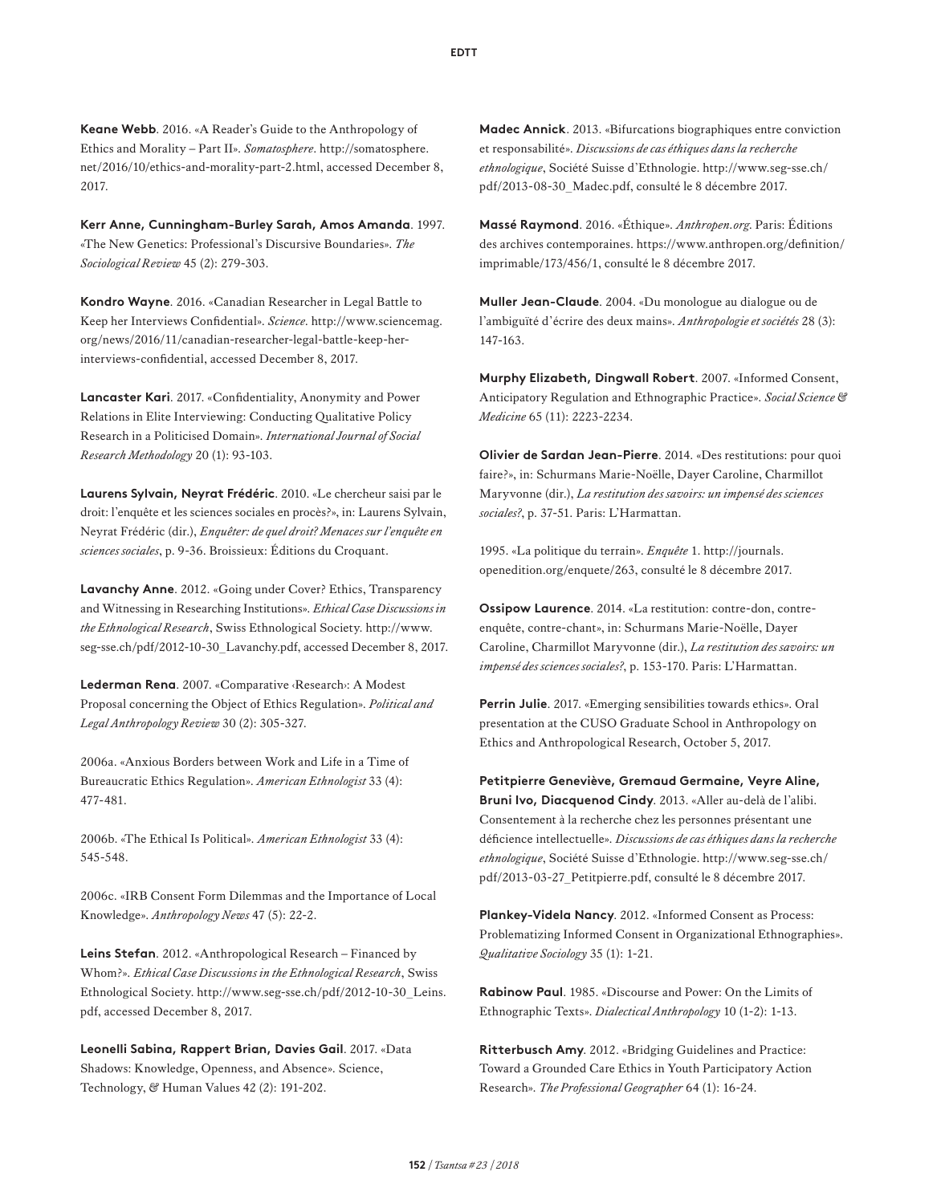**Keane Webb**. 2016. «A Reader's Guide to the Anthropology of Ethics and Morality – Part II». *Somatosphere*. http://somatosphere.net/2016/10/ethics-and-morality-part-2.html, accessed December 8, 2017.

**Kerr Anne, Cunningham-Burley Sarah, Amos Amanda**. 1997. «The New Genetics: Professional's Discursive Boundaries». *The Sociological Review* 45 (2): 279-303.

**Kondro Wayne**. 2016. «Canadian Researcher in Legal Battle to Keep her Interviews Confidential». *Science*. http://www.sciencemag.org/news/2016/11/canadian-researcher-legal-battle-keep-her-interviews-confidential, accessed December 8, 2017.

**Lancaster Kari**. 2017. «Confidentiality, Anonymity and Power Relations in Elite Interviewing: Conducting Qualitative Policy Research in a Politicised Domain». *International Journal of Social Research Methodology* 20 (1): 93-103.

**Laurens Sylvain, Neyrat Frédéric**. 2010. «Le chercheur saisi par le droit: l'enquête et les sciences sociales en procès?», in: Laurens Sylvain, Neyrat Frédéric (dir.), *Enquêter: de quel droit? Menaces sur l'enquête en sciences sociales*, p. 9-36. Broissieux: Éditions du Croquant.

**Lavanchy Anne**. 2012. «Going under Cover? Ethics, Transparency and Witnessing in Researching Institutions». *Ethical Case Discussions in the Ethnological Research*, Swiss Ethnological Society. http://www.seg-sse.ch/pdf/2012-10-30_Lavanchy.pdf, accessed December 8, 2017.

**Lederman Rena**. 2007. «Comparative ‹Research›: A Modest Proposal concerning the Object of Ethics Regulation». *Political and Legal Anthropology Review* 30 (2): 305-327.

2006a. «Anxious Borders between Work and Life in a Time of Bureaucratic Ethics Regulation». *American Ethnologist* 33 (4): 477-481.

2006b. «The Ethical Is Political». *American Ethnologist* 33 (4): 545-548.

2006c. «IRB Consent Form Dilemmas and the Importance of Local Knowledge». *Anthropology News* 47 (5): 22-2.

**Leins Stefan**. 2012. «Anthropological Research – Financed by Whom?». *Ethical Case Discussions in the Ethnological Research*, Swiss Ethnological Society. http://www.seg-sse.ch/pdf/2012-10-30_Leins.pdf, accessed December 8, 2017.

**Leonelli Sabina, Rappert Brian, Davies Gail**. 2017. «Data Shadows: Knowledge, Openness, and Absence». Science, Technology, & Human Values 42 (2): 191-202.

**Madec Annick**. 2013. «Bifurcations biographiques entre conviction et responsabilité». *Discussions de cas éthiques dans la recherche ethnologique*, Société Suisse d'Ethnologie. http://www.seg-sse.ch/pdf/2013-08-30_Madec.pdf, consulté le 8 décembre 2017.

**Massé Raymond**. 2016. «Éthique». *Anthropen.org*. Paris: Éditions des archives contemporaines. https://www.anthropen.org/definition/imprimable/173/456/1, consulté le 8 décembre 2017.

**Muller Jean-Claude**. 2004. «Du monologue au dialogue ou de l'ambiguïté d'écrire des deux mains». *Anthropologie et sociétés* 28 (3): 147-163.

**Murphy Elizabeth, Dingwall Robert**. 2007. «Informed Consent, Anticipatory Regulation and Ethnographic Practice». *Social Science & Medicine* 65 (11): 2223-2234.

**Olivier de Sardan Jean-Pierre**. 2014. «Des restitutions: pour quoi faire?», in: Schurmans Marie-Noëlle, Dayer Caroline, Charmillot Maryvonne (dir.), *La restitution des savoirs: un impensé des sciences sociales?*, p. 37-51. Paris: L'Harmattan.

1995. «La politique du terrain». *Enquête* 1. http://journals.openedition.org/enquete/263, consulté le 8 décembre 2017.

**Ossipow Laurence**. 2014. «La restitution: contre-don, contre-enquête, contre-chant», in: Schurmans Marie-Noëlle, Dayer Caroline, Charmillot Maryvonne (dir.), *La restitution des savoirs: un impensé des sciences sociales?*, p. 153-170. Paris: L'Harmattan.

**Perrin Julie**. 2017. «Emerging sensibilities towards ethics». Oral presentation at the CUSO Graduate School in Anthropology on Ethics and Anthropological Research, October 5, 2017.

**Petitpierre Geneviève, Gremaud Germaine, Veyre Aline, Bruni Ivo, Diacquenod Cindy**. 2013. «Aller au-delà de l'alibi. Consentement à la recherche chez les personnes présentant une déficience intellectuelle». *Discussions de cas éthiques dans la recherche ethnologique*, Société Suisse d'Ethnologie. http://www.seg-sse.ch/pdf/2013-03-27_Petitpierre.pdf, consulté le 8 décembre 2017.

**Plankey-Videla Nancy**. 2012. «Informed Consent as Process: Problematizing Informed Consent in Organizational Ethnographies». *Qualitative Sociology* 35 (1): 1-21.

**Rabinow Paul**. 1985. «Discourse and Power: On the Limits of Ethnographic Texts». *Dialectical Anthropology* 10 (1-2): 1-13.

**Ritterbusch Amy**. 2012. «Bridging Guidelines and Practice: Toward a Grounded Care Ethics in Youth Participatory Action Research». *The Professional Geographer* 64 (1): 16-24.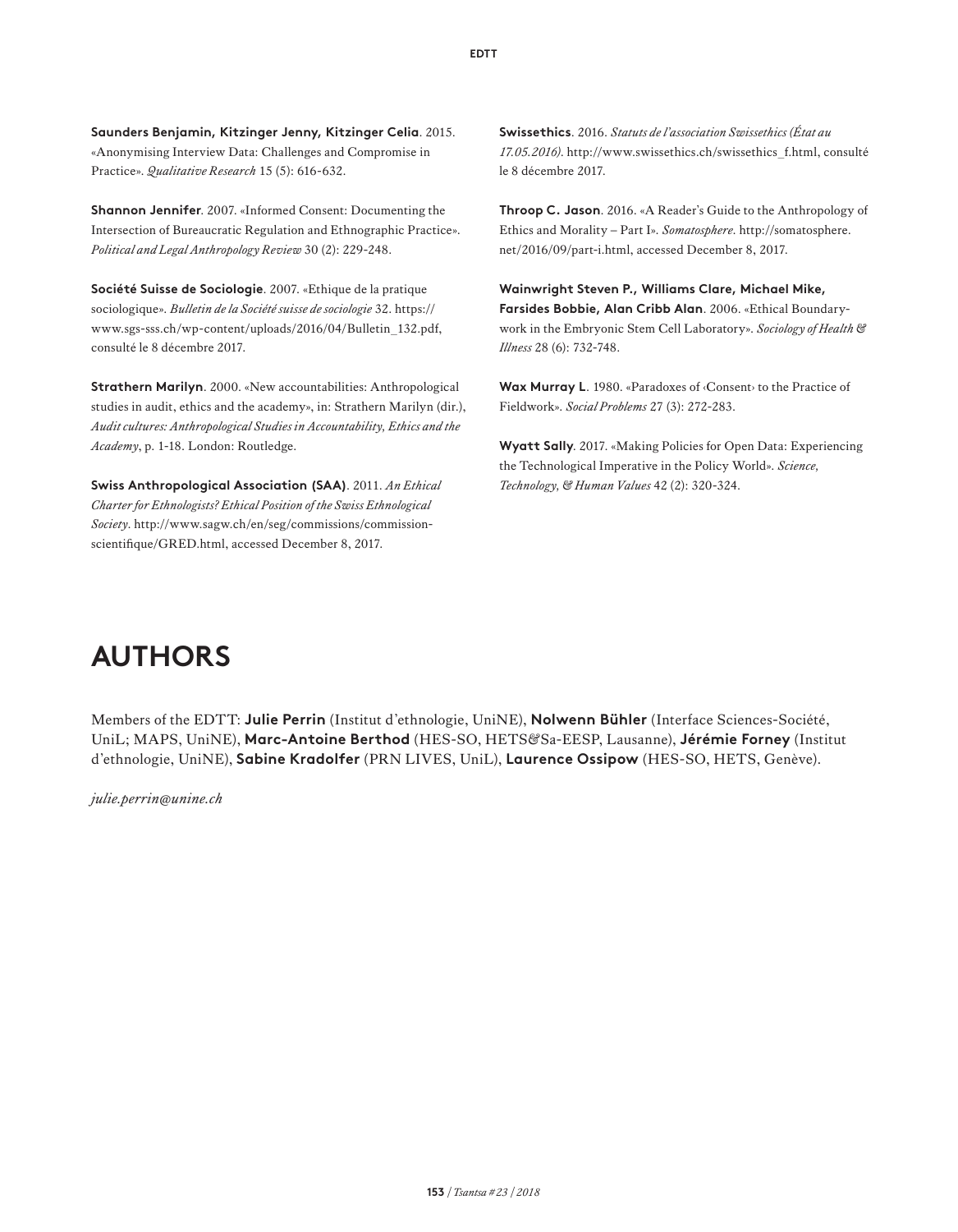**Saunders Benjamin, Kitzinger Jenny, Kitzinger Celia**. 2015. «Anonymising Interview Data: Challenges and Compromise in Practice». *Qualitative Research* 15 (5): 616-632.

**Shannon Jennifer**. 2007. «Informed Consent: Documenting the Intersection of Bureaucratic Regulation and Ethnographic Practice». *Political and Legal Anthropology Review* 30 (2): 229-248.

**Société Suisse de Sociologie**. 2007. «Ethique de la pratique sociologique». *Bulletin de la Société suisse de sociologie* 32. https://www.sgs-sss.ch/wp-content/uploads/2016/04/Bulletin_132.pdf, consulté le 8 décembre 2017.

**Strathern Marilyn**. 2000. «New accountabilities: Anthropological studies in audit, ethics and the academy», in: Strathern Marilyn (dir.), *Audit cultures: Anthropological Studies in Accountability, Ethics and the Academy*, p. 1-18. London: Routledge.

**Swiss Anthropological Association (SAA)**. 2011. *An Ethical Charter for Ethnologists? Ethical Position of the Swiss Ethnological Society*. http://www.sagw.ch/en/seg/commissions/commission-scientifique/GRED.html, accessed December 8, 2017.

**Swissethics**. 2016. *Statuts de l'association Swissethics (État au 17.05.2016)*. http://www.swissethics.ch/swissethics_f.html, consulté le 8 décembre 2017.

**Throop C. Jason**. 2016. «A Reader's Guide to the Anthropology of Ethics and Morality – Part I». *Somatosphere*. http://somatosphere.net/2016/09/part-i.html, accessed December 8, 2017.

**Wainwright Steven P., Williams Clare, Michael Mike, Farsides Bobbie, Alan Cribb Alan**. 2006. «Ethical Boundary-work in the Embryonic Stem Cell Laboratory». *Sociology of Health & Illness* 28 (6): 732-748.

**Wax Murray L**. 1980. «Paradoxes of ‹Consent› to the Practice of Fieldwork». *Social Problems* 27 (3): 272-283.

**Wyatt Sally**. 2017. «Making Policies for Open Data: Experiencing the Technological Imperative in the Policy World». *Science, Technology, & Human Values* 42 (2): 320-324.

# AUTHORS

Members of the EDTT: **Julie Perrin** (Institut d'ethnologie, UniNE), **Nolwenn Bühler** (Interface Sciences-Société, UniL; MAPS, UniNE), **Marc-Antoine Berthod** (HES-SO, HETS&Sa-EESP, Lausanne), **Jérémie Forney** (Institut d'ethnologie, UniNE), **Sabine Kradolfer** (PRN LIVES, UniL), **Laurence Ossipow** (HES-SO, HETS, Genève).

*julie.perrin@unine.ch*